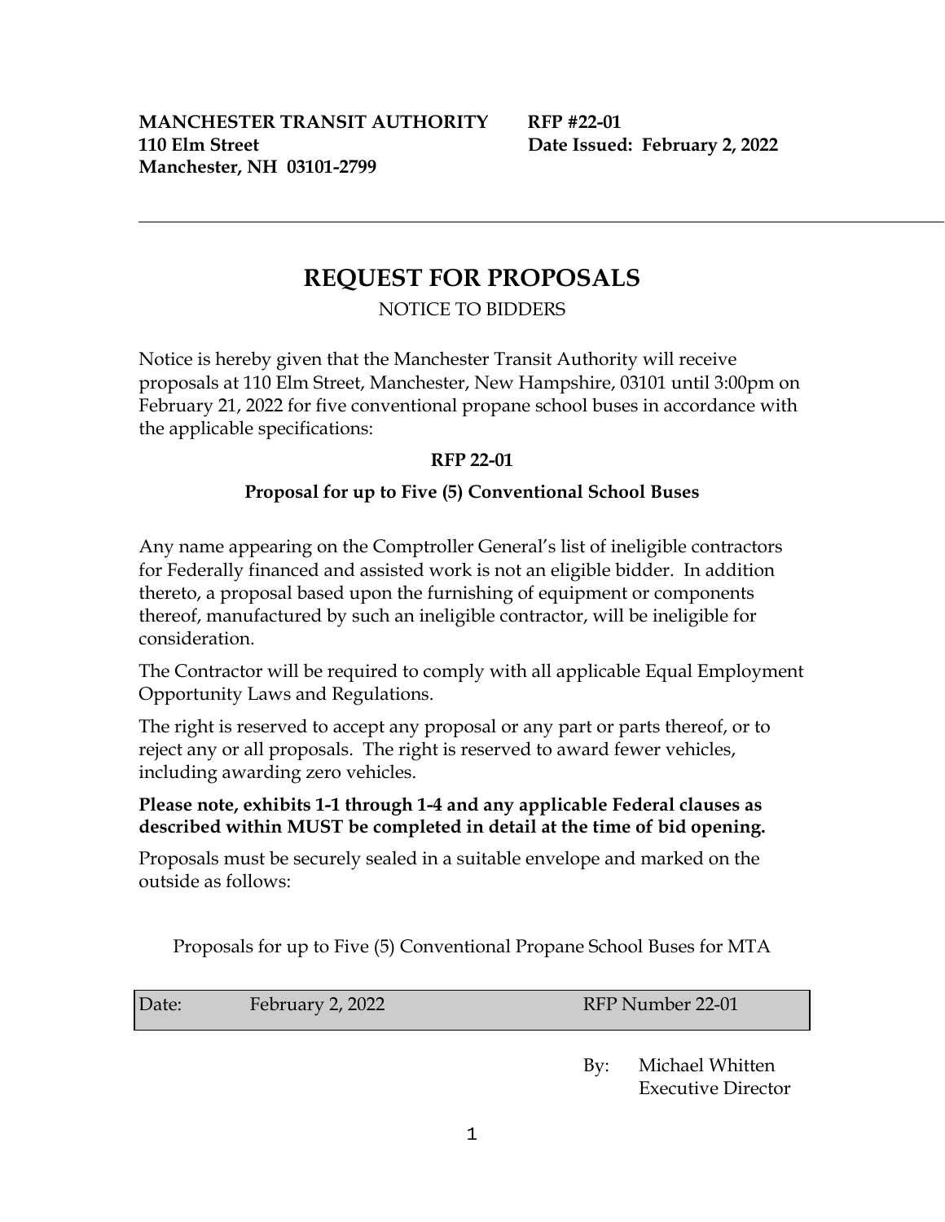**MANCHESTER TRANSIT AUTHORITY**
**110 Elm Street**
**Manchester, NH 03101-2799**

**RFP #22-01**
**Date Issued: February 2, 2022**

---

# REQUEST FOR PROPOSALS

NOTICE TO BIDDERS

Notice is hereby given that the Manchester Transit Authority will receive proposals at 110 Elm Street, Manchester, New Hampshire, 03101 until 3:00pm on February 21, 2022 for five conventional propane school buses in accordance with the applicable specifications:

**RFP 22-01**

**Proposal for up to Five (5) Conventional School Buses**

Any name appearing on the Comptroller General's list of ineligible contractors for Federally financed and assisted work is not an eligible bidder. In addition thereto, a proposal based upon the furnishing of equipment or components thereof, manufactured by such an ineligible contractor, will be ineligible for consideration.

The Contractor will be required to comply with all applicable Equal Employment Opportunity Laws and Regulations.

The right is reserved to accept any proposal or any part or parts thereof, or to reject any or all proposals. The right is reserved to award fewer vehicles, including awarding zero vehicles.

**Please note, exhibits 1-1 through 1-4 and any applicable Federal clauses as described within MUST be completed in detail at the time of bid opening.**

Proposals must be securely sealed in a suitable envelope and marked on the outside as follows:

Proposals for up to Five (5) Conventional Propane School Buses for MTA

| Date: | February 2, 2022 | RFP Number 22-01 |
|---|---|---|

By: Michael Whitten
Executive Director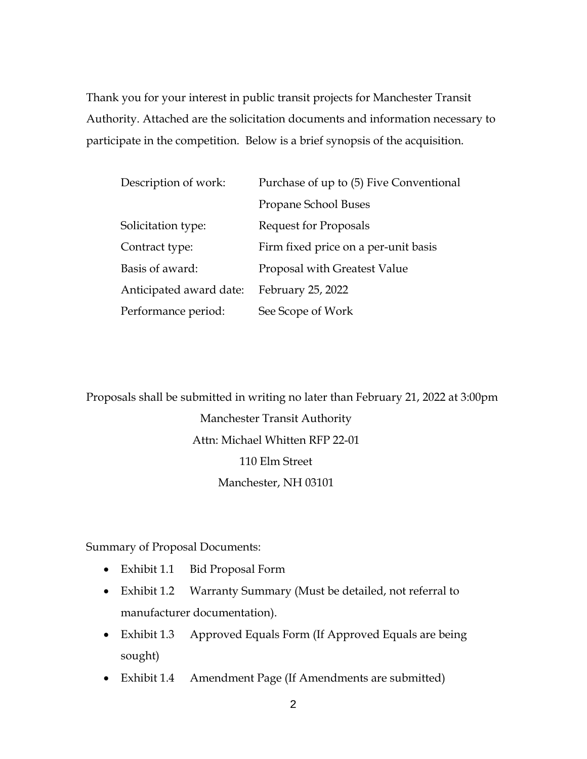Thank you for your interest in public transit projects for Manchester Transit Authority. Attached are the solicitation documents and information necessary to participate in the competition. Below is a brief synopsis of the acquisition.

| | |
|---|---|
| Description of work: | Purchase of up to (5) Five Conventional Propane School Buses |
| Solicitation type: | Request for Proposals |
| Contract type: | Firm fixed price on a per-unit basis |
| Basis of award: | Proposal with Greatest Value |
| Anticipated award date: | February 25, 2022 |
| Performance period: | See Scope of Work |

Proposals shall be submitted in writing no later than February 21, 2022 at 3:00pm

Manchester Transit Authority
Attn: Michael Whitten RFP 22-01
110 Elm Street
Manchester, NH 03101

Summary of Proposal Documents:

- Exhibit 1.1 Bid Proposal Form
- Exhibit 1.2 Warranty Summary (Must be detailed, not referral to manufacturer documentation).
- Exhibit 1.3 Approved Equals Form (If Approved Equals are being sought)
- Exhibit 1.4 Amendment Page (If Amendments are submitted)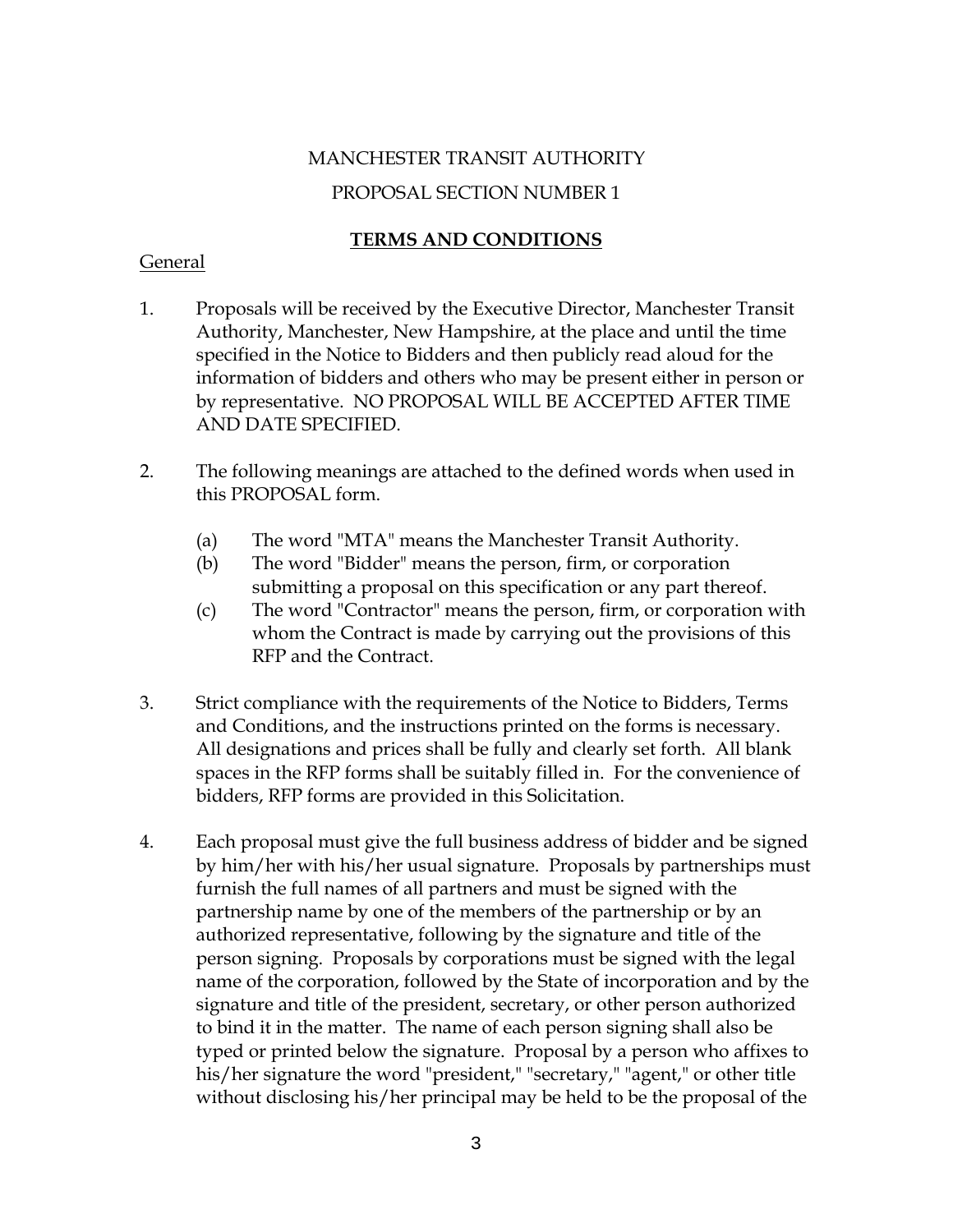MANCHESTER TRANSIT AUTHORITY

PROPOSAL SECTION NUMBER 1

## TERMS AND CONDITIONS

General

1. Proposals will be received by the Executive Director, Manchester Transit Authority, Manchester, New Hampshire, at the place and until the time specified in the Notice to Bidders and then publicly read aloud for the information of bidders and others who may be present either in person or by representative. NO PROPOSAL WILL BE ACCEPTED AFTER TIME AND DATE SPECIFIED.

2. The following meanings are attached to the defined words when used in this PROPOSAL form.

   (a) The word "MTA" means the Manchester Transit Authority.
   (b) The word "Bidder" means the person, firm, or corporation submitting a proposal on this specification or any part thereof.
   (c) The word "Contractor" means the person, firm, or corporation with whom the Contract is made by carrying out the provisions of this RFP and the Contract.

3. Strict compliance with the requirements of the Notice to Bidders, Terms and Conditions, and the instructions printed on the forms is necessary. All designations and prices shall be fully and clearly set forth. All blank spaces in the RFP forms shall be suitably filled in. For the convenience of bidders, RFP forms are provided in this Solicitation.

4. Each proposal must give the full business address of bidder and be signed by him/her with his/her usual signature. Proposals by partnerships must furnish the full names of all partners and must be signed with the partnership name by one of the members of the partnership or by an authorized representative, following by the signature and title of the person signing. Proposals by corporations must be signed with the legal name of the corporation, followed by the State of incorporation and by the signature and title of the president, secretary, or other person authorized to bind it in the matter. The name of each person signing shall also be typed or printed below the signature. Proposal by a person who affixes to his/her signature the word "president," "secretary," "agent," or other title without disclosing his/her principal may be held to be the proposal of the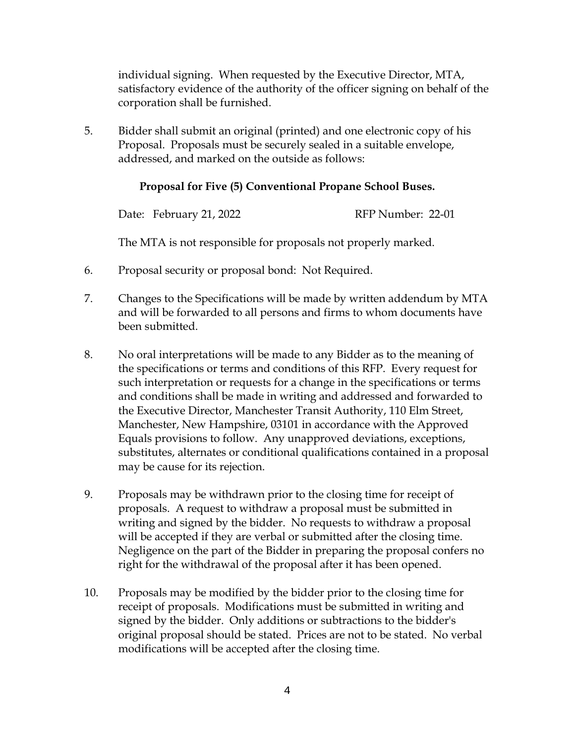individual signing. When requested by the Executive Director, MTA, satisfactory evidence of the authority of the officer signing on behalf of the corporation shall be furnished.

5. Bidder shall submit an original (printed) and one electronic copy of his Proposal. Proposals must be securely sealed in a suitable envelope, addressed, and marked on the outside as follows:

   **Proposal for Five (5) Conventional Propane School Buses.**

   Date: February 21, 2022 RFP Number: 22-01

   The MTA is not responsible for proposals not properly marked.

6. Proposal security or proposal bond: Not Required.

7. Changes to the Specifications will be made by written addendum by MTA and will be forwarded to all persons and firms to whom documents have been submitted.

8. No oral interpretations will be made to any Bidder as to the meaning of the specifications or terms and conditions of this RFP. Every request for such interpretation or requests for a change in the specifications or terms and conditions shall be made in writing and addressed and forwarded to the Executive Director, Manchester Transit Authority, 110 Elm Street, Manchester, New Hampshire, 03101 in accordance with the Approved Equals provisions to follow. Any unapproved deviations, exceptions, substitutes, alternates or conditional qualifications contained in a proposal may be cause for its rejection.

9. Proposals may be withdrawn prior to the closing time for receipt of proposals. A request to withdraw a proposal must be submitted in writing and signed by the bidder. No requests to withdraw a proposal will be accepted if they are verbal or submitted after the closing time. Negligence on the part of the Bidder in preparing the proposal confers no right for the withdrawal of the proposal after it has been opened.

10. Proposals may be modified by the bidder prior to the closing time for receipt of proposals. Modifications must be submitted in writing and signed by the bidder. Only additions or subtractions to the bidder's original proposal should be stated. Prices are not to be stated. No verbal modifications will be accepted after the closing time.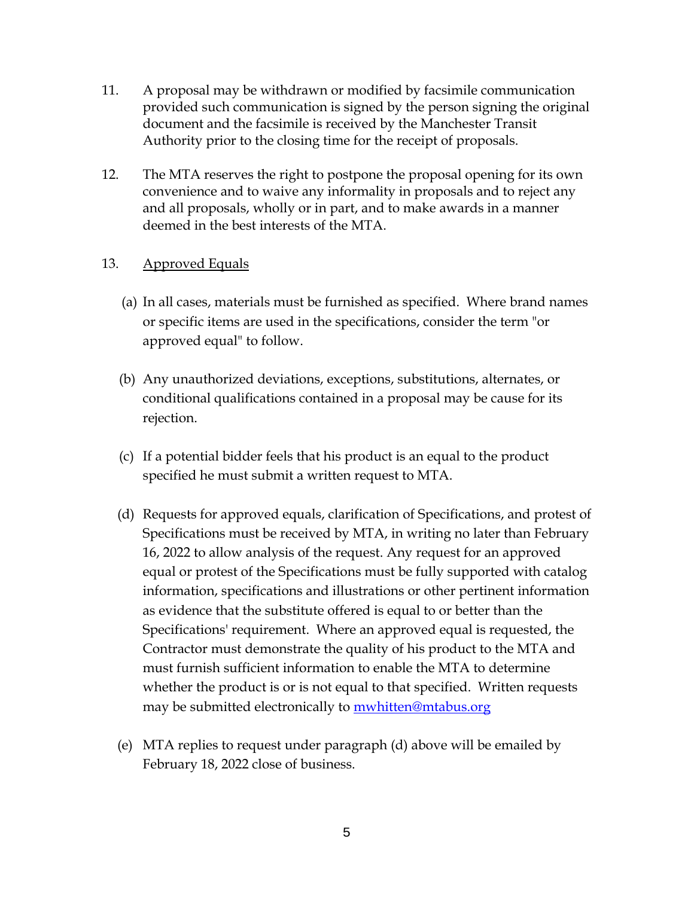11. A proposal may be withdrawn or modified by facsimile communication provided such communication is signed by the person signing the original document and the facsimile is received by the Manchester Transit Authority prior to the closing time for the receipt of proposals.

12. The MTA reserves the right to postpone the proposal opening for its own convenience and to waive any informality in proposals and to reject any and all proposals, wholly or in part, and to make awards in a manner deemed in the best interests of the MTA.

13. Approved Equals

(a) In all cases, materials must be furnished as specified. Where brand names or specific items are used in the specifications, consider the term "or approved equal" to follow.

(b) Any unauthorized deviations, exceptions, substitutions, alternates, or conditional qualifications contained in a proposal may be cause for its rejection.

(c) If a potential bidder feels that his product is an equal to the product specified he must submit a written request to MTA.

(d) Requests for approved equals, clarification of Specifications, and protest of Specifications must be received by MTA, in writing no later than February 16, 2022 to allow analysis of the request. Any request for an approved equal or protest of the Specifications must be fully supported with catalog information, specifications and illustrations or other pertinent information as evidence that the substitute offered is equal to or better than the Specifications' requirement. Where an approved equal is requested, the Contractor must demonstrate the quality of his product to the MTA and must furnish sufficient information to enable the MTA to determine whether the product is or is not equal to that specified. Written requests may be submitted electronically to mwhitten@mtabus.org

(e) MTA replies to request under paragraph (d) above will be emailed by February 18, 2022 close of business.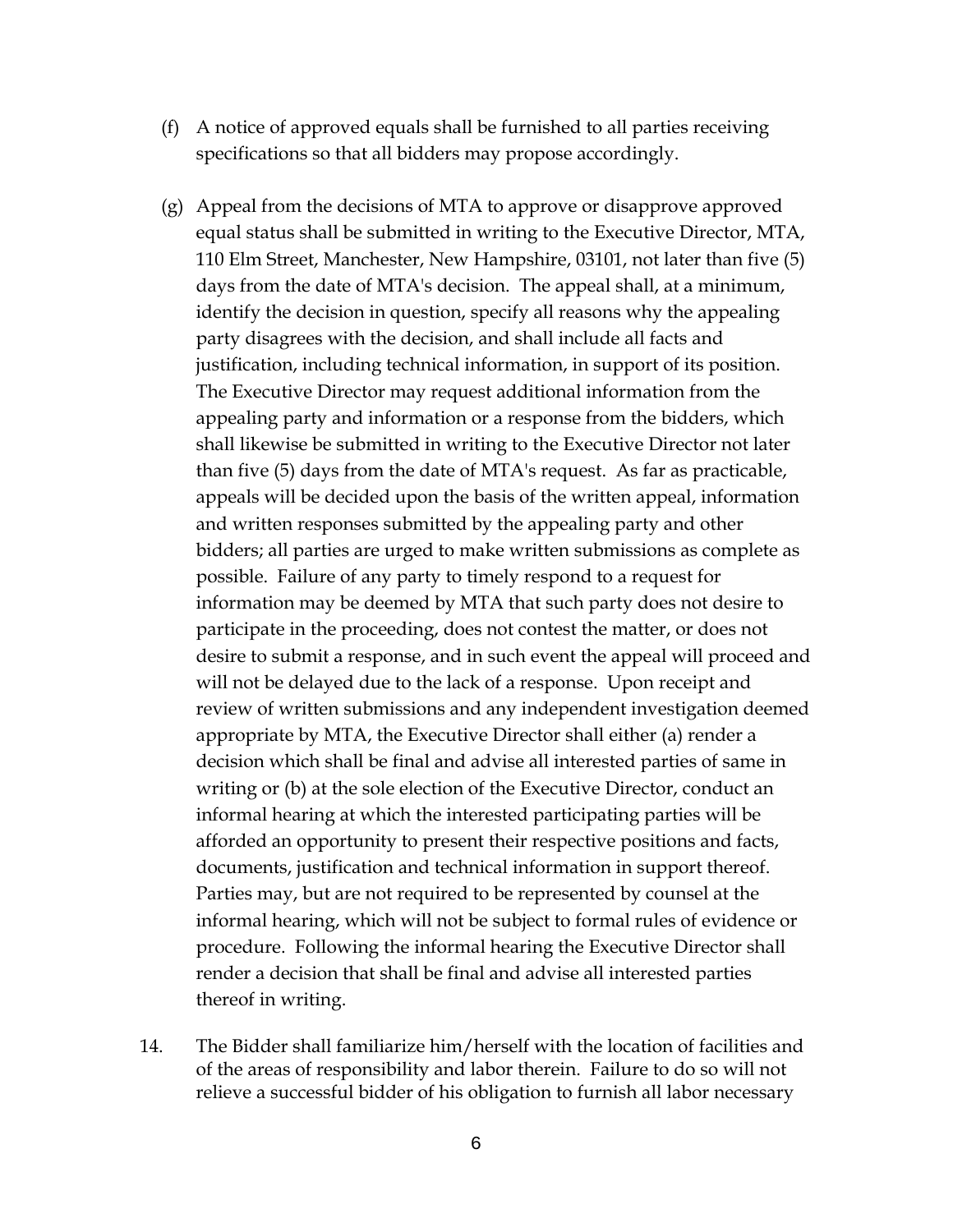(f) A notice of approved equals shall be furnished to all parties receiving specifications so that all bidders may propose accordingly.

(g) Appeal from the decisions of MTA to approve or disapprove approved equal status shall be submitted in writing to the Executive Director, MTA, 110 Elm Street, Manchester, New Hampshire, 03101, not later than five (5) days from the date of MTA's decision. The appeal shall, at a minimum, identify the decision in question, specify all reasons why the appealing party disagrees with the decision, and shall include all facts and justification, including technical information, in support of its position. The Executive Director may request additional information from the appealing party and information or a response from the bidders, which shall likewise be submitted in writing to the Executive Director not later than five (5) days from the date of MTA's request. As far as practicable, appeals will be decided upon the basis of the written appeal, information and written responses submitted by the appealing party and other bidders; all parties are urged to make written submissions as complete as possible. Failure of any party to timely respond to a request for information may be deemed by MTA that such party does not desire to participate in the proceeding, does not contest the matter, or does not desire to submit a response, and in such event the appeal will proceed and will not be delayed due to the lack of a response. Upon receipt and review of written submissions and any independent investigation deemed appropriate by MTA, the Executive Director shall either (a) render a decision which shall be final and advise all interested parties of same in writing or (b) at the sole election of the Executive Director, conduct an informal hearing at which the interested participating parties will be afforded an opportunity to present their respective positions and facts, documents, justification and technical information in support thereof. Parties may, but are not required to be represented by counsel at the informal hearing, which will not be subject to formal rules of evidence or procedure. Following the informal hearing the Executive Director shall render a decision that shall be final and advise all interested parties thereof in writing.

14. The Bidder shall familiarize him/herself with the location of facilities and of the areas of responsibility and labor therein. Failure to do so will not relieve a successful bidder of his obligation to furnish all labor necessary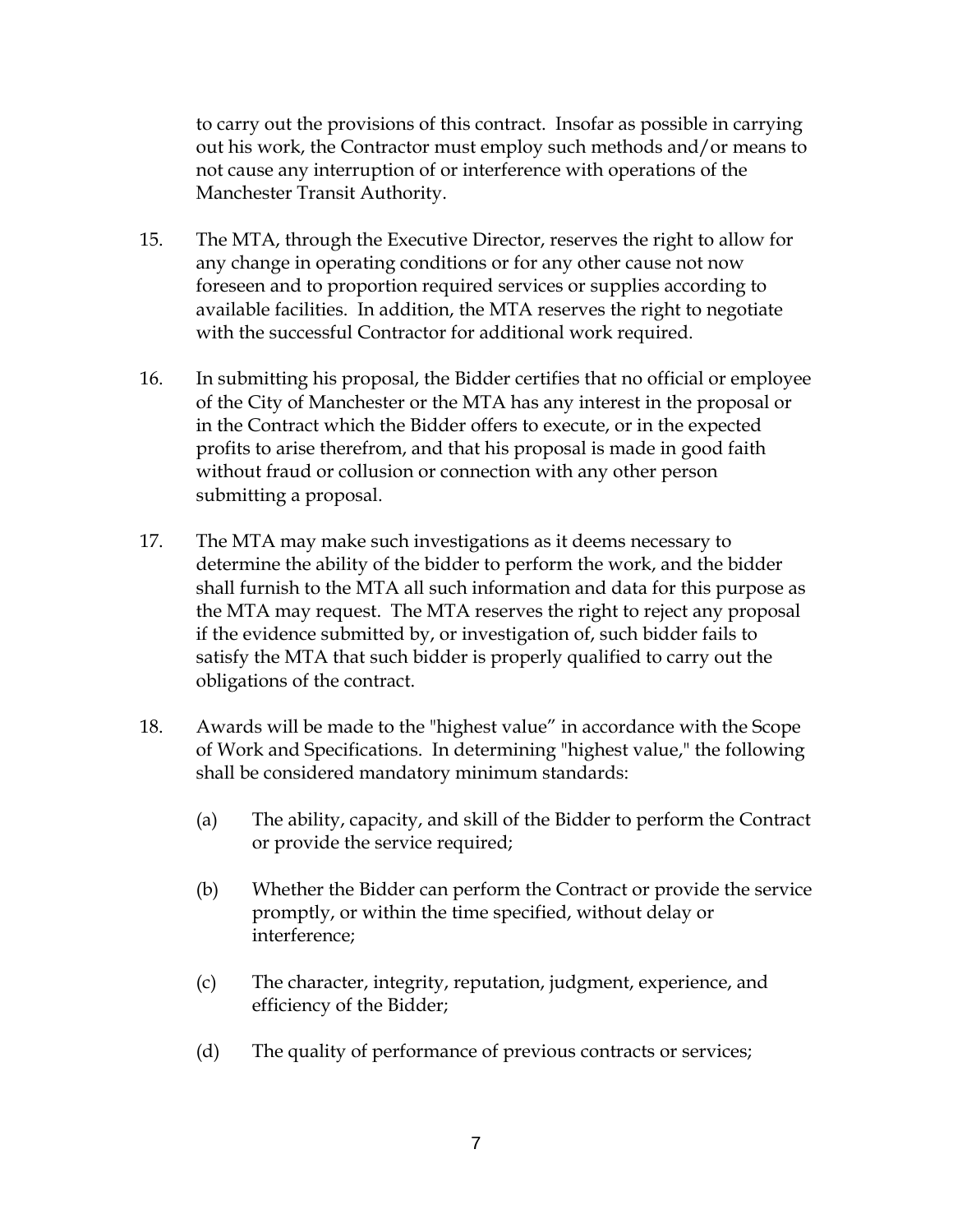to carry out the provisions of this contract. Insofar as possible in carrying out his work, the Contractor must employ such methods and/or means to not cause any interruption of or interference with operations of the Manchester Transit Authority.

15. The MTA, through the Executive Director, reserves the right to allow for any change in operating conditions or for any other cause not now foreseen and to proportion required services or supplies according to available facilities. In addition, the MTA reserves the right to negotiate with the successful Contractor for additional work required.

16. In submitting his proposal, the Bidder certifies that no official or employee of the City of Manchester or the MTA has any interest in the proposal or in the Contract which the Bidder offers to execute, or in the expected profits to arise therefrom, and that his proposal is made in good faith without fraud or collusion or connection with any other person submitting a proposal.

17. The MTA may make such investigations as it deems necessary to determine the ability of the bidder to perform the work, and the bidder shall furnish to the MTA all such information and data for this purpose as the MTA may request. The MTA reserves the right to reject any proposal if the evidence submitted by, or investigation of, such bidder fails to satisfy the MTA that such bidder is properly qualified to carry out the obligations of the contract.

18. Awards will be made to the "highest value" in accordance with the Scope of Work and Specifications. In determining "highest value," the following shall be considered mandatory minimum standards:

    (a) The ability, capacity, and skill of the Bidder to perform the Contract or provide the service required;

    (b) Whether the Bidder can perform the Contract or provide the service promptly, or within the time specified, without delay or interference;

    (c) The character, integrity, reputation, judgment, experience, and efficiency of the Bidder;

    (d) The quality of performance of previous contracts or services;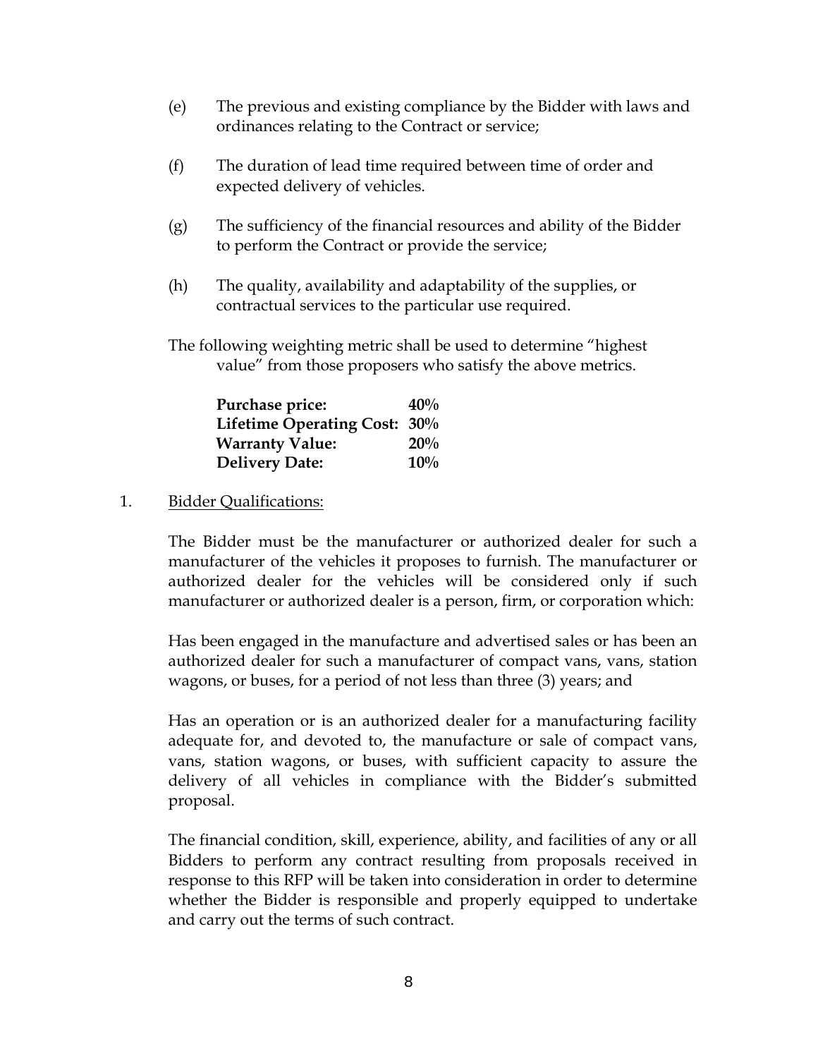(e) The previous and existing compliance by the Bidder with laws and ordinances relating to the Contract or service;

(f) The duration of lead time required between time of order and expected delivery of vehicles.

(g) The sufficiency of the financial resources and ability of the Bidder to perform the Contract or provide the service;

(h) The quality, availability and adaptability of the supplies, or contractual services to the particular use required.

The following weighting metric shall be used to determine "highest value" from those proposers who satisfy the above metrics.

| | |
|---|---|
| **Purchase price:** | **40%** |
| **Lifetime Operating Cost:** | **30%** |
| **Warranty Value:** | **20%** |
| **Delivery Date:** | **10%** |

1. <u>Bidder Qualifications:</u>

The Bidder must be the manufacturer or authorized dealer for such a manufacturer of the vehicles it proposes to furnish. The manufacturer or authorized dealer for the vehicles will be considered only if such manufacturer or authorized dealer is a person, firm, or corporation which:

Has been engaged in the manufacture and advertised sales or has been an authorized dealer for such a manufacturer of compact vans, vans, station wagons, or buses, for a period of not less than three (3) years; and

Has an operation or is an authorized dealer for a manufacturing facility adequate for, and devoted to, the manufacture or sale of compact vans, vans, station wagons, or buses, with sufficient capacity to assure the delivery of all vehicles in compliance with the Bidder's submitted proposal.

The financial condition, skill, experience, ability, and facilities of any or all Bidders to perform any contract resulting from proposals received in response to this RFP will be taken into consideration in order to determine whether the Bidder is responsible and properly equipped to undertake and carry out the terms of such contract.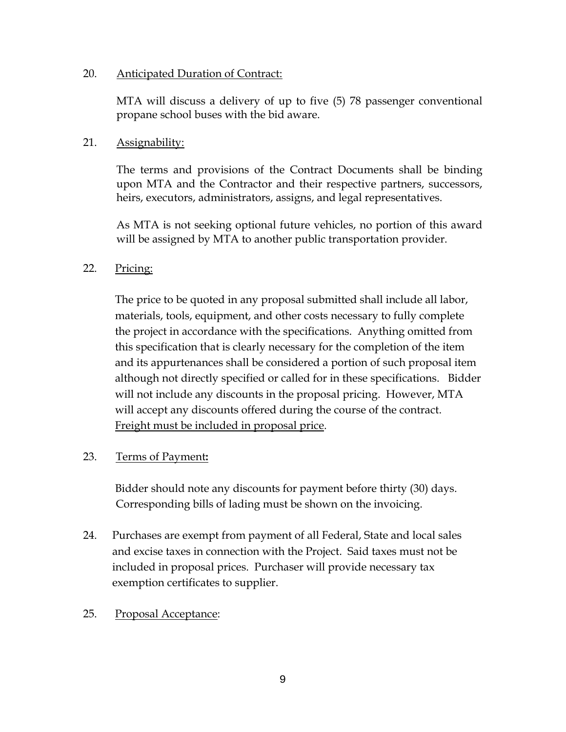20. <u>Anticipated Duration of Contract:</u>

    MTA will discuss a delivery of up to five (5) 78 passenger conventional propane school buses with the bid aware.

21. <u>Assignability:</u>

    The terms and provisions of the Contract Documents shall be binding upon MTA and the Contractor and their respective partners, successors, heirs, executors, administrators, assigns, and legal representatives.

    As MTA is not seeking optional future vehicles, no portion of this award will be assigned by MTA to another public transportation provider.

22. <u>Pricing:</u>

    The price to be quoted in any proposal submitted shall include all labor, materials, tools, equipment, and other costs necessary to fully complete the project in accordance with the specifications. Anything omitted from this specification that is clearly necessary for the completion of the item and its appurtenances shall be considered a portion of such proposal item although not directly specified or called for in these specifications. Bidder will not include any discounts in the proposal pricing. However, MTA will accept any discounts offered during the course of the contract. <u>Freight must be included in proposal price</u>.

23. <u>Terms of Payment</u>**:**

    Bidder should note any discounts for payment before thirty (30) days. Corresponding bills of lading must be shown on the invoicing.

24. Purchases are exempt from payment of all Federal, State and local sales and excise taxes in connection with the Project. Said taxes must not be included in proposal prices. Purchaser will provide necessary tax exemption certificates to supplier.

25. <u>Proposal Acceptance</u>: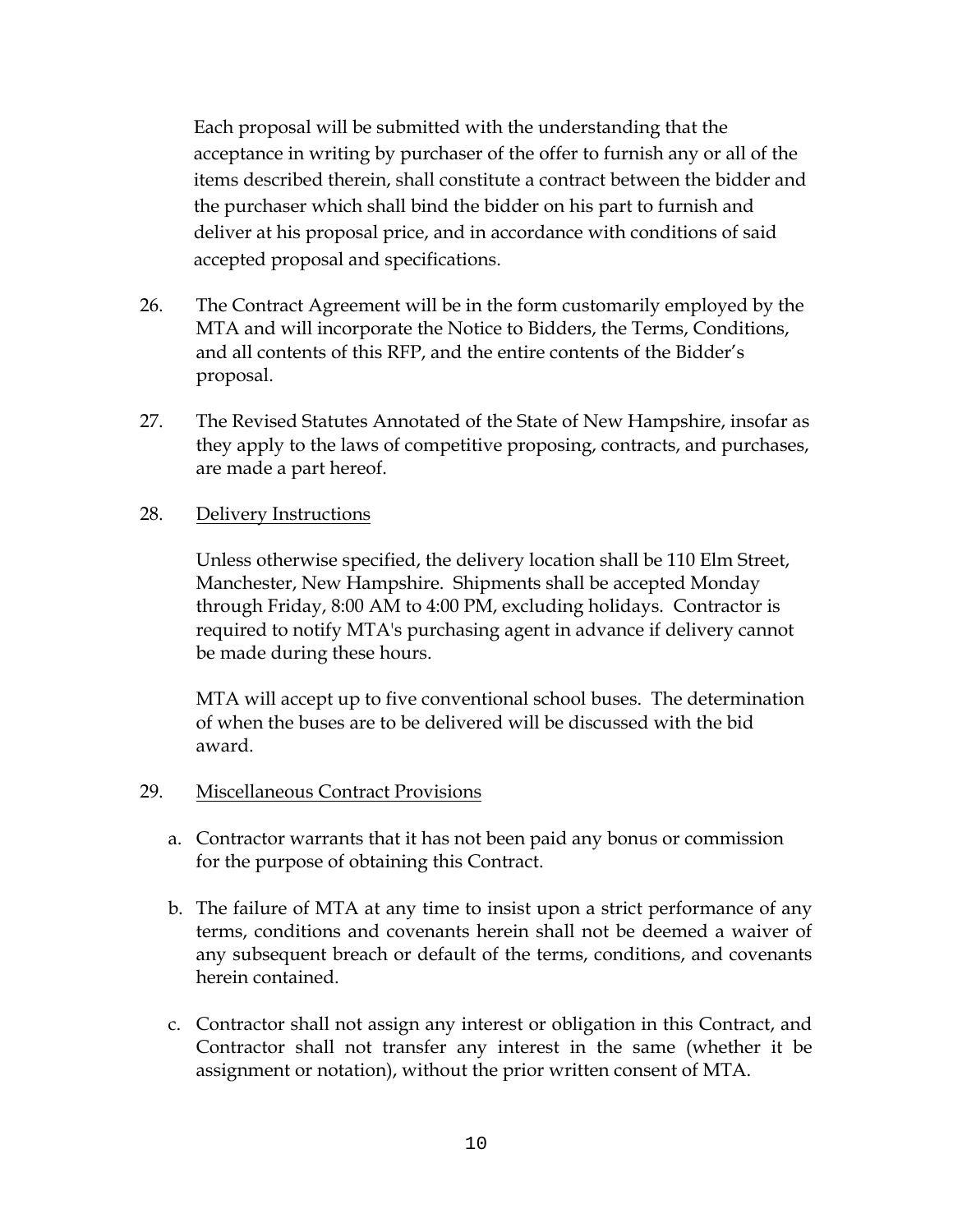Each proposal will be submitted with the understanding that the acceptance in writing by purchaser of the offer to furnish any or all of the items described therein, shall constitute a contract between the bidder and the purchaser which shall bind the bidder on his part to furnish and deliver at his proposal price, and in accordance with conditions of said accepted proposal and specifications.

26. The Contract Agreement will be in the form customarily employed by the MTA and will incorporate the Notice to Bidders, the Terms, Conditions, and all contents of this RFP, and the entire contents of the Bidder's proposal.

27. The Revised Statutes Annotated of the State of New Hampshire, insofar as they apply to the laws of competitive proposing, contracts, and purchases, are made a part hereof.

28. <u>Delivery Instructions</u>

Unless otherwise specified, the delivery location shall be 110 Elm Street, Manchester, New Hampshire. Shipments shall be accepted Monday through Friday, 8:00 AM to 4:00 PM, excluding holidays. Contractor is required to notify MTA's purchasing agent in advance if delivery cannot be made during these hours.

MTA will accept up to five conventional school buses. The determination of when the buses are to be delivered will be discussed with the bid award.

29. <u>Miscellaneous Contract Provisions</u>

a. Contractor warrants that it has not been paid any bonus or commission for the purpose of obtaining this Contract.

b. The failure of MTA at any time to insist upon a strict performance of any terms, conditions and covenants herein shall not be deemed a waiver of any subsequent breach or default of the terms, conditions, and covenants herein contained.

c. Contractor shall not assign any interest or obligation in this Contract, and Contractor shall not transfer any interest in the same (whether it be assignment or notation), without the prior written consent of MTA.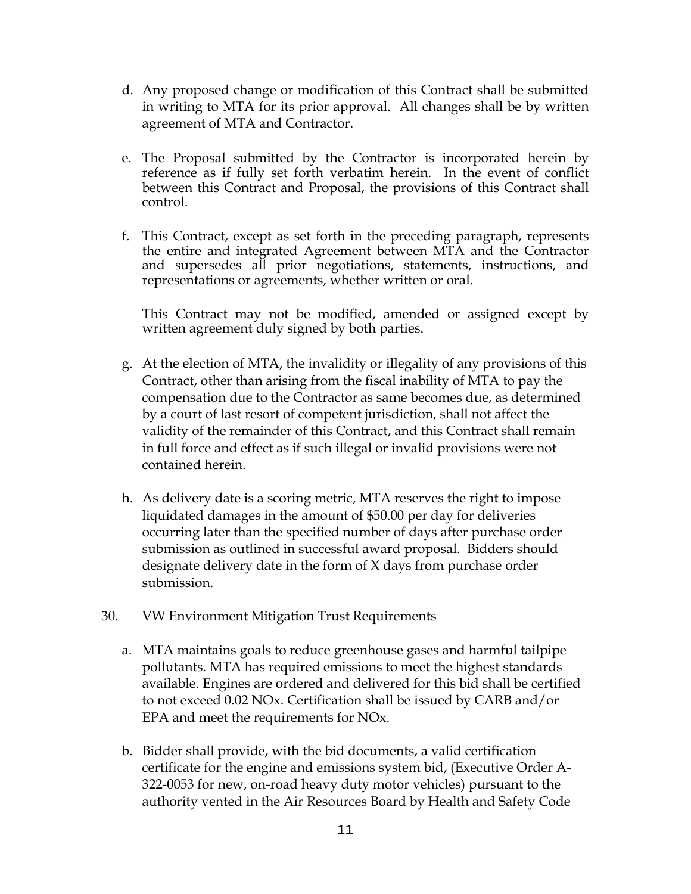d. Any proposed change or modification of this Contract shall be submitted in writing to MTA for its prior approval. All changes shall be by written agreement of MTA and Contractor.

e. The Proposal submitted by the Contractor is incorporated herein by reference as if fully set forth verbatim herein. In the event of conflict between this Contract and Proposal, the provisions of this Contract shall control.

f. This Contract, except as set forth in the preceding paragraph, represents the entire and integrated Agreement between MTA and the Contractor and supersedes all prior negotiations, statements, instructions, and representations or agreements, whether written or oral.

   This Contract may not be modified, amended or assigned except by written agreement duly signed by both parties.

g. At the election of MTA, the invalidity or illegality of any provisions of this Contract, other than arising from the fiscal inability of MTA to pay the compensation due to the Contractor as same becomes due, as determined by a court of last resort of competent jurisdiction, shall not affect the validity of the remainder of this Contract, and this Contract shall remain in full force and effect as if such illegal or invalid provisions were not contained herein.

h. As delivery date is a scoring metric, MTA reserves the right to impose liquidated damages in the amount of $50.00 per day for deliveries occurring later than the specified number of days after purchase order submission as outlined in successful award proposal. Bidders should designate delivery date in the form of X days from purchase order submission.

30. <u>VW Environment Mitigation Trust Requirements</u>

a. MTA maintains goals to reduce greenhouse gases and harmful tailpipe pollutants. MTA has required emissions to meet the highest standards available. Engines are ordered and delivered for this bid shall be certified to not exceed 0.02 NOx. Certification shall be issued by CARB and/or EPA and meet the requirements for NOx.

b. Bidder shall provide, with the bid documents, a valid certification certificate for the engine and emissions system bid, (Executive Order A-322-0053 for new, on-road heavy duty motor vehicles) pursuant to the authority vented in the Air Resources Board by Health and Safety Code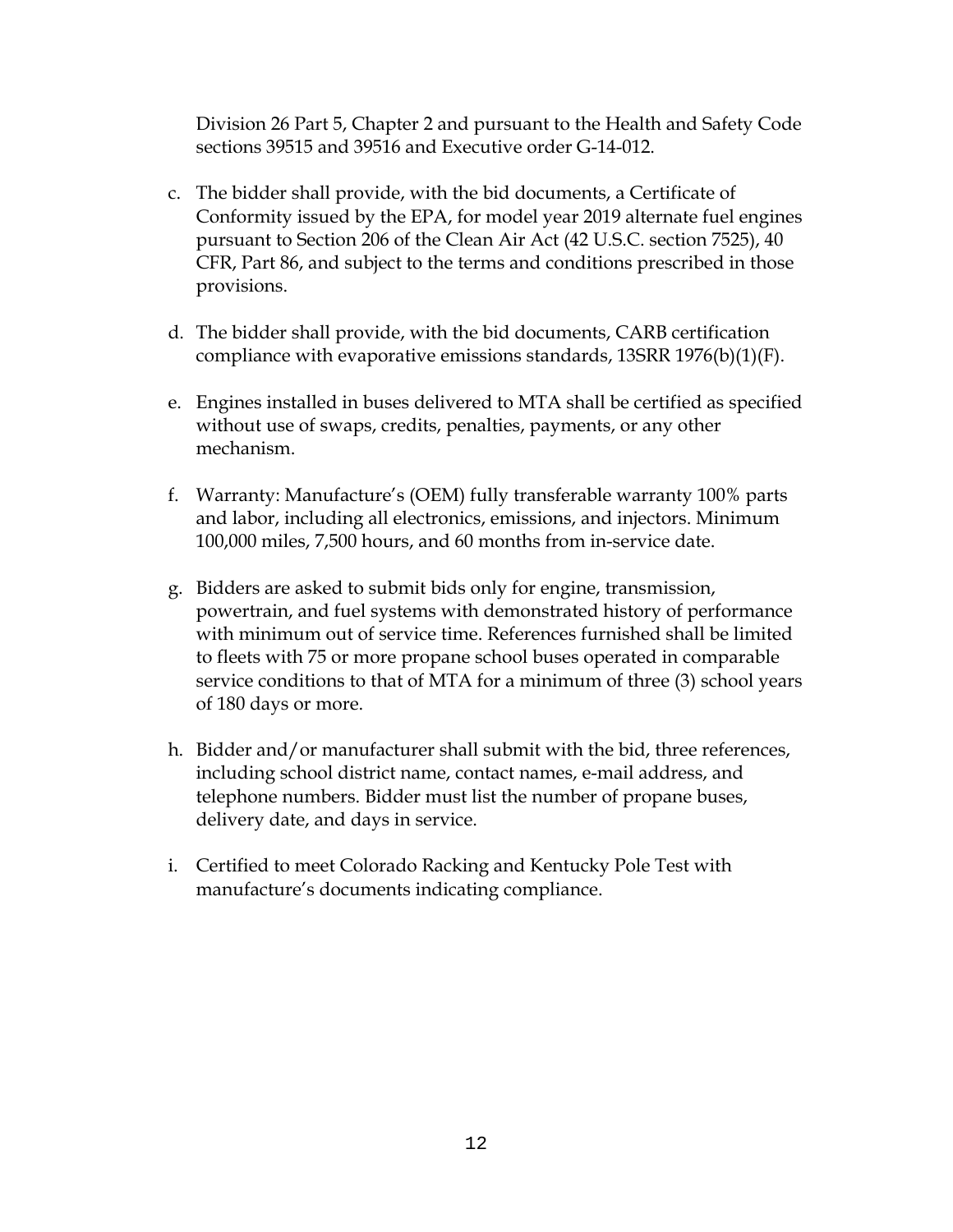Division 26 Part 5, Chapter 2 and pursuant to the Health and Safety Code sections 39515 and 39516 and Executive order G-14-012.

c. The bidder shall provide, with the bid documents, a Certificate of Conformity issued by the EPA, for model year 2019 alternate fuel engines pursuant to Section 206 of the Clean Air Act (42 U.S.C. section 7525), 40 CFR, Part 86, and subject to the terms and conditions prescribed in those provisions.

d. The bidder shall provide, with the bid documents, CARB certification compliance with evaporative emissions standards, 13SRR 1976(b)(1)(F).

e. Engines installed in buses delivered to MTA shall be certified as specified without use of swaps, credits, penalties, payments, or any other mechanism.

f. Warranty: Manufacture's (OEM) fully transferable warranty 100% parts and labor, including all electronics, emissions, and injectors. Minimum 100,000 miles, 7,500 hours, and 60 months from in-service date.

g. Bidders are asked to submit bids only for engine, transmission, powertrain, and fuel systems with demonstrated history of performance with minimum out of service time. References furnished shall be limited to fleets with 75 or more propane school buses operated in comparable service conditions to that of MTA for a minimum of three (3) school years of 180 days or more.

h. Bidder and/or manufacturer shall submit with the bid, three references, including school district name, contact names, e-mail address, and telephone numbers. Bidder must list the number of propane buses, delivery date, and days in service.

i. Certified to meet Colorado Racking and Kentucky Pole Test with manufacture's documents indicating compliance.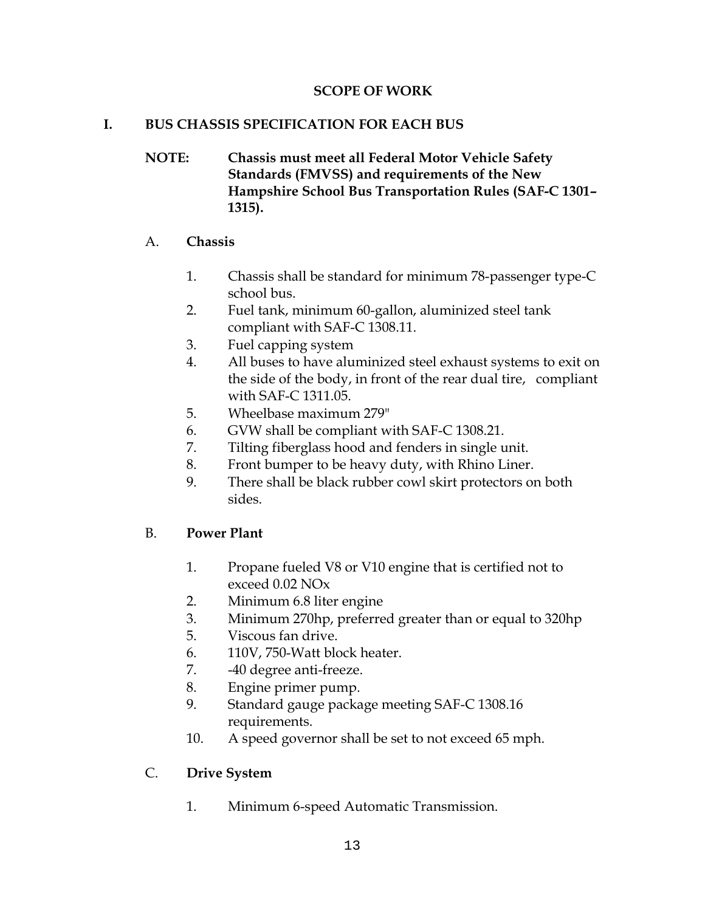## SCOPE OF WORK

### I. BUS CHASSIS SPECIFICATION FOR EACH BUS

**NOTE: Chassis must meet all Federal Motor Vehicle Safety Standards (FMVSS) and requirements of the New Hampshire School Bus Transportation Rules (SAF-C 1301–1315).**

A. **Chassis**

1. Chassis shall be standard for minimum 78-passenger type-C school bus.
2. Fuel tank, minimum 60-gallon, aluminized steel tank compliant with SAF-C 1308.11.
3. Fuel capping system
4. All buses to have aluminized steel exhaust systems to exit on the side of the body, in front of the rear dual tire, compliant with SAF-C 1311.05.
5. Wheelbase maximum 279"
6. GVW shall be compliant with SAF-C 1308.21.
7. Tilting fiberglass hood and fenders in single unit.
8. Front bumper to be heavy duty, with Rhino Liner.
9. There shall be black rubber cowl skirt protectors on both sides.

B. **Power Plant**

1. Propane fueled V8 or V10 engine that is certified not to exceed 0.02 NOx
2. Minimum 6.8 liter engine
3. Minimum 270hp, preferred greater than or equal to 320hp
5. Viscous fan drive.
6. 110V, 750-Watt block heater.
7. -40 degree anti-freeze.
8. Engine primer pump.
9. Standard gauge package meeting SAF-C 1308.16 requirements.
10. A speed governor shall be set to not exceed 65 mph.

C. **Drive System**

1. Minimum 6-speed Automatic Transmission.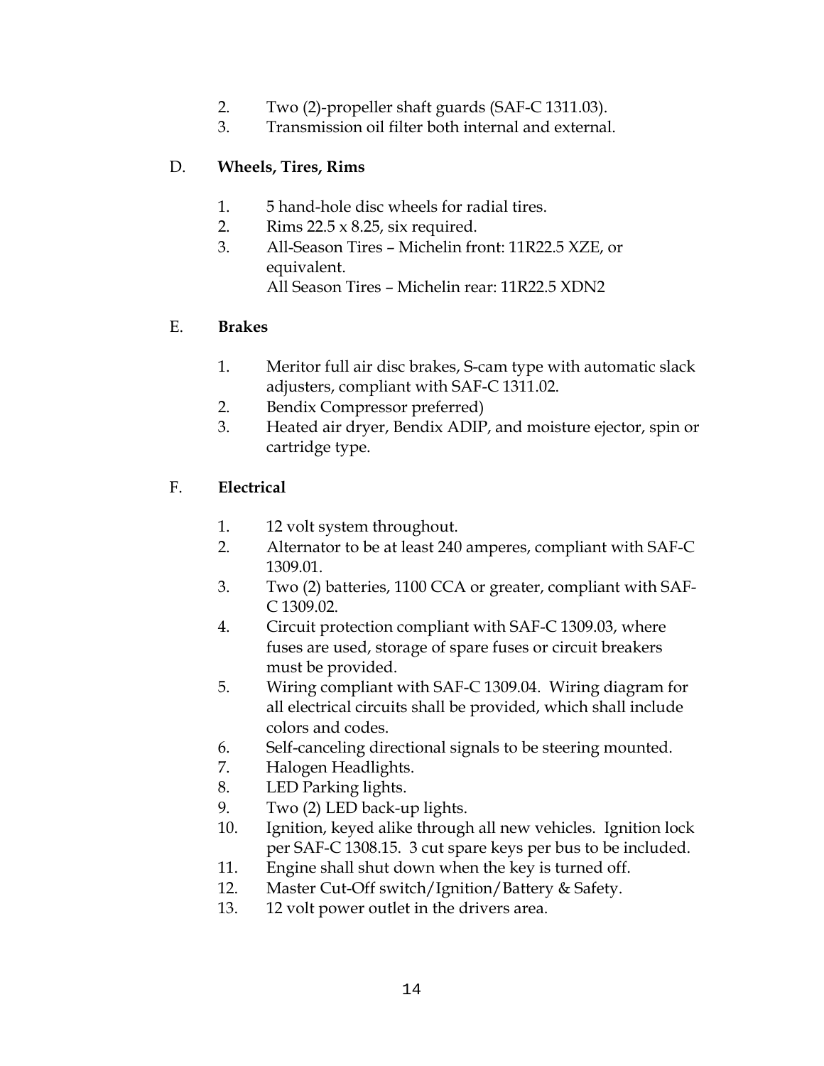2. Two (2)-propeller shaft guards (SAF-C 1311.03).
3. Transmission oil filter both internal and external.

D. **Wheels, Tires, Rims**

1. 5 hand-hole disc wheels for radial tires.
2. Rims 22.5 x 8.25, six required.
3. All-Season Tires – Michelin front: 11R22.5 XZE, or equivalent.
   All Season Tires – Michelin rear: 11R22.5 XDN2

E. **Brakes**

1. Meritor full air disc brakes, S-cam type with automatic slack adjusters, compliant with SAF-C 1311.02.
2. Bendix Compressor preferred)
3. Heated air dryer, Bendix ADIP, and moisture ejector, spin or cartridge type.

F. **Electrical**

1. 12 volt system throughout.
2. Alternator to be at least 240 amperes, compliant with SAF-C 1309.01.
3. Two (2) batteries, 1100 CCA or greater, compliant with SAF-C 1309.02.
4. Circuit protection compliant with SAF-C 1309.03, where fuses are used, storage of spare fuses or circuit breakers must be provided.
5. Wiring compliant with SAF-C 1309.04. Wiring diagram for all electrical circuits shall be provided, which shall include colors and codes.
6. Self-canceling directional signals to be steering mounted.
7. Halogen Headlights.
8. LED Parking lights.
9. Two (2) LED back-up lights.
10. Ignition, keyed alike through all new vehicles. Ignition lock per SAF-C 1308.15. 3 cut spare keys per bus to be included.
11. Engine shall shut down when the key is turned off.
12. Master Cut-Off switch/Ignition/Battery & Safety.
13. 12 volt power outlet in the drivers area.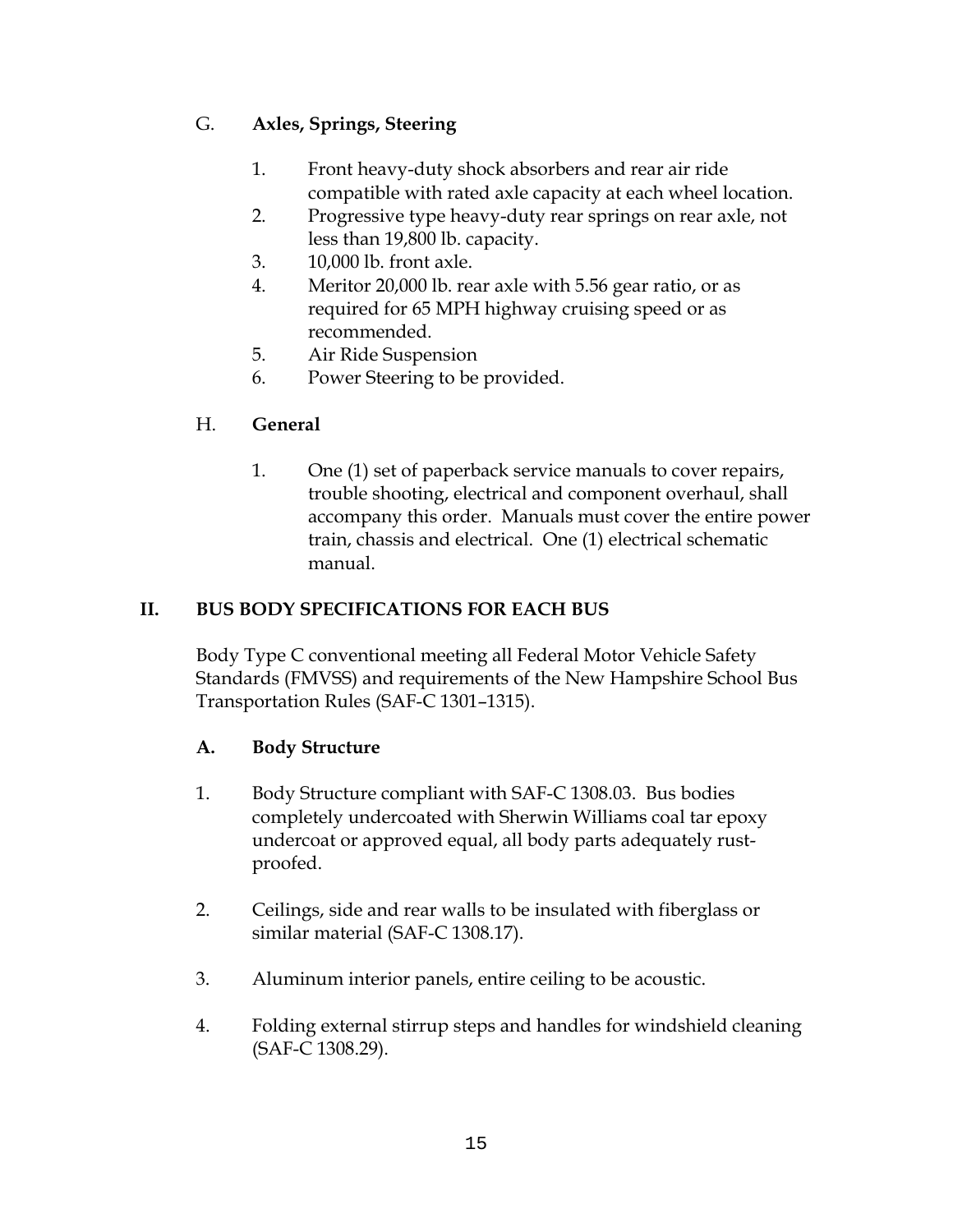G. **Axles, Springs, Steering**

1. Front heavy-duty shock absorbers and rear air ride compatible with rated axle capacity at each wheel location.
2. Progressive type heavy-duty rear springs on rear axle, not less than 19,800 lb. capacity.
3. 10,000 lb. front axle.
4. Meritor 20,000 lb. rear axle with 5.56 gear ratio, or as required for 65 MPH highway cruising speed or as recommended.
5. Air Ride Suspension
6. Power Steering to be provided.

H. **General**

1. One (1) set of paperback service manuals to cover repairs, trouble shooting, electrical and component overhaul, shall accompany this order. Manuals must cover the entire power train, chassis and electrical. One (1) electrical schematic manual.

## II. BUS BODY SPECIFICATIONS FOR EACH BUS

Body Type C conventional meeting all Federal Motor Vehicle Safety Standards (FMVSS) and requirements of the New Hampshire School Bus Transportation Rules (SAF-C 1301–1315).

### A. Body Structure

1. Body Structure compliant with SAF-C 1308.03. Bus bodies completely undercoated with Sherwin Williams coal tar epoxy undercoat or approved equal, all body parts adequately rust-proofed.

2. Ceilings, side and rear walls to be insulated with fiberglass or similar material (SAF-C 1308.17).

3. Aluminum interior panels, entire ceiling to be acoustic.

4. Folding external stirrup steps and handles for windshield cleaning (SAF-C 1308.29).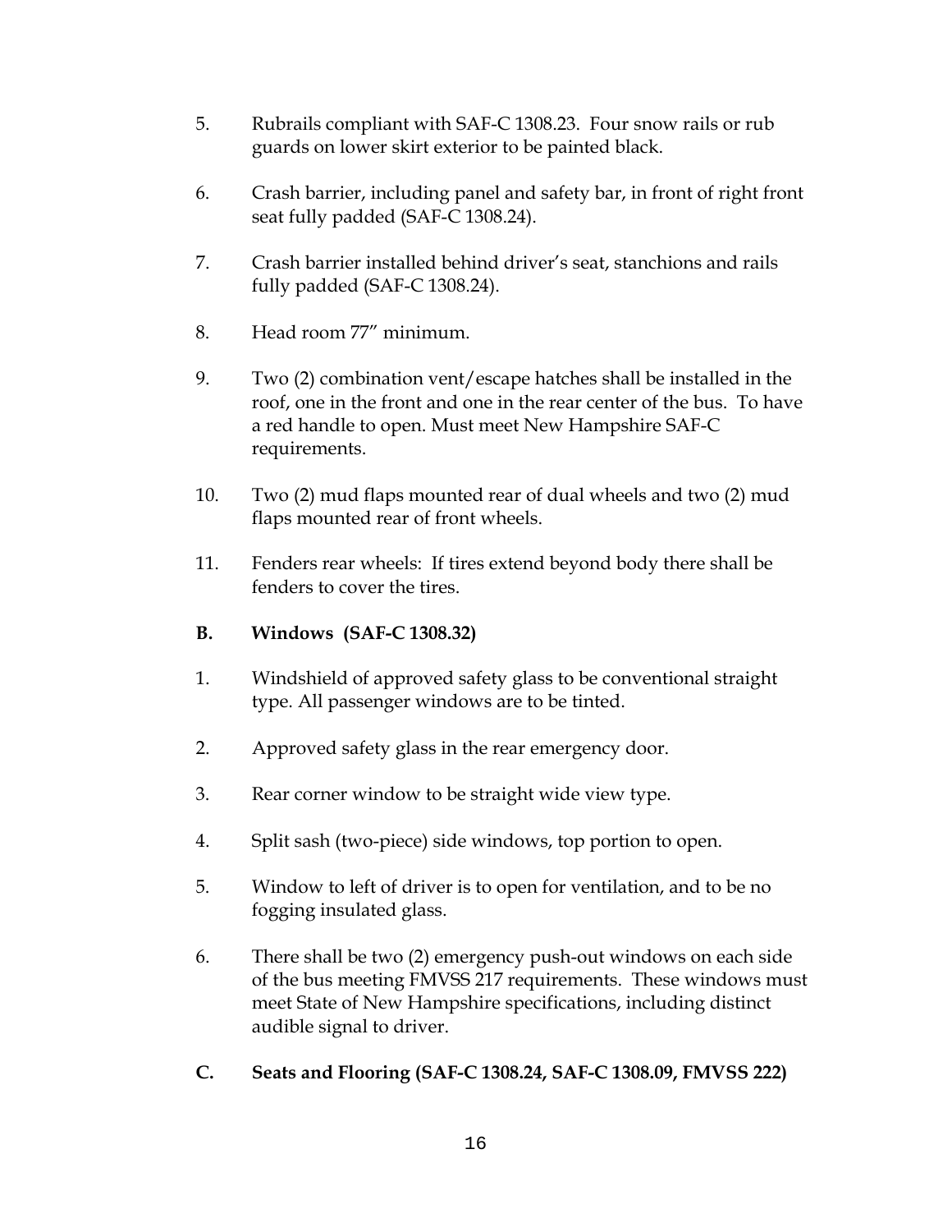5. Rubrails compliant with SAF-C 1308.23. Four snow rails or rub guards on lower skirt exterior to be painted black.

6. Crash barrier, including panel and safety bar, in front of right front seat fully padded (SAF-C 1308.24).

7. Crash barrier installed behind driver's seat, stanchions and rails fully padded (SAF-C 1308.24).

8. Head room 77" minimum.

9. Two (2) combination vent/escape hatches shall be installed in the roof, one in the front and one in the rear center of the bus. To have a red handle to open. Must meet New Hampshire SAF-C requirements.

10. Two (2) mud flaps mounted rear of dual wheels and two (2) mud flaps mounted rear of front wheels.

11. Fenders rear wheels: If tires extend beyond body there shall be fenders to cover the tires.

**B. Windows (SAF-C 1308.32)**

1. Windshield of approved safety glass to be conventional straight type. All passenger windows are to be tinted.

2. Approved safety glass in the rear emergency door.

3. Rear corner window to be straight wide view type.

4. Split sash (two-piece) side windows, top portion to open.

5. Window to left of driver is to open for ventilation, and to be no fogging insulated glass.

6. There shall be two (2) emergency push-out windows on each side of the bus meeting FMVSS 217 requirements. These windows must meet State of New Hampshire specifications, including distinct audible signal to driver.

**C. Seats and Flooring (SAF-C 1308.24, SAF-C 1308.09, FMVSS 222)**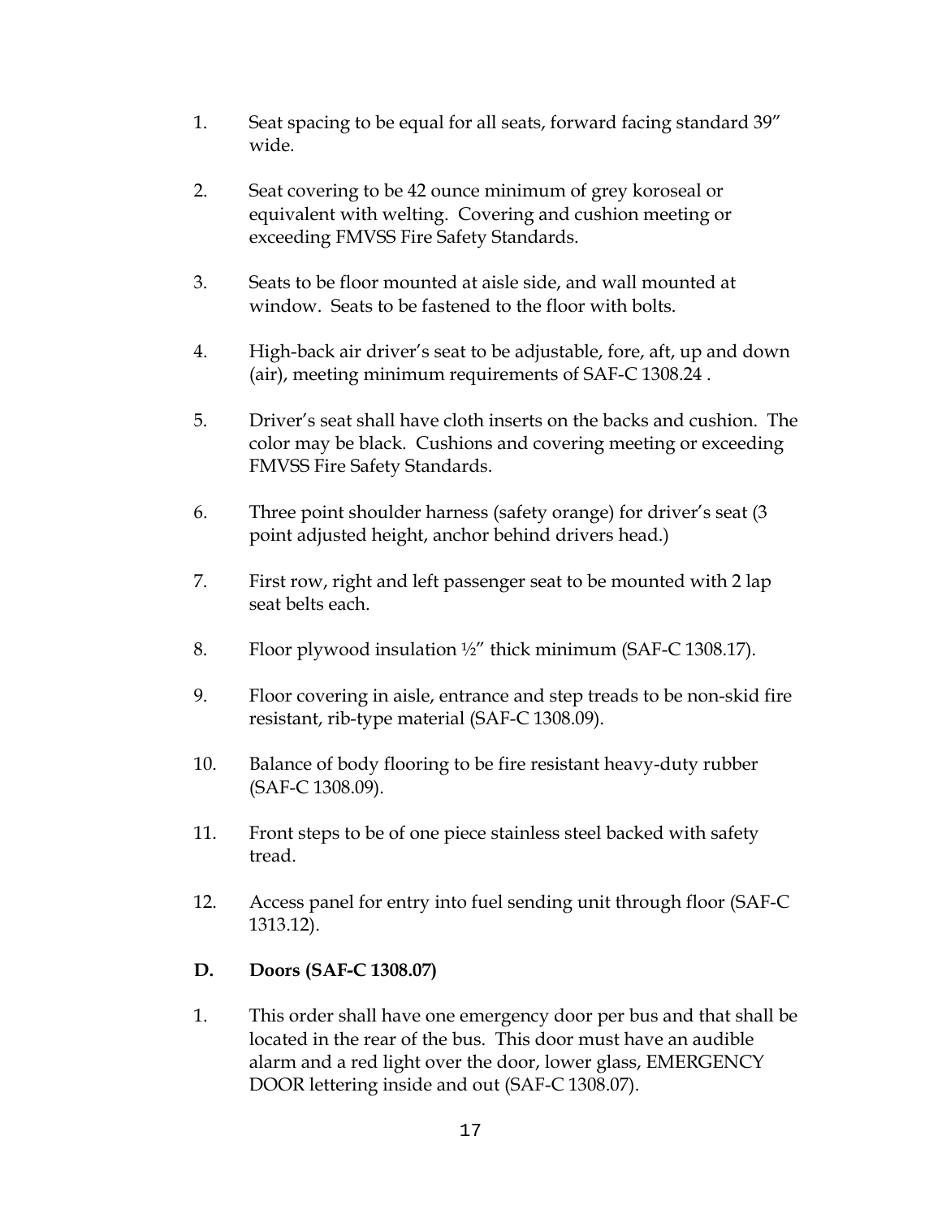1. Seat spacing to be equal for all seats, forward facing standard 39" wide.

2. Seat covering to be 42 ounce minimum of grey koroseal or equivalent with welting. Covering and cushion meeting or exceeding FMVSS Fire Safety Standards.

3. Seats to be floor mounted at aisle side, and wall mounted at window. Seats to be fastened to the floor with bolts.

4. High-back air driver's seat to be adjustable, fore, aft, up and down (air), meeting minimum requirements of SAF-C 1308.24 .

5. Driver's seat shall have cloth inserts on the backs and cushion. The color may be black. Cushions and covering meeting or exceeding FMVSS Fire Safety Standards.

6. Three point shoulder harness (safety orange) for driver's seat (3 point adjusted height, anchor behind drivers head.)

7. First row, right and left passenger seat to be mounted with 2 lap seat belts each.

8. Floor plywood insulation ½" thick minimum (SAF-C 1308.17).

9. Floor covering in aisle, entrance and step treads to be non-skid fire resistant, rib-type material (SAF-C 1308.09).

10. Balance of body flooring to be fire resistant heavy-duty rubber (SAF-C 1308.09).

11. Front steps to be of one piece stainless steel backed with safety tread.

12. Access panel for entry into fuel sending unit through floor (SAF-C 1313.12).

**D. Doors (SAF-C 1308.07)**

1. This order shall have one emergency door per bus and that shall be located in the rear of the bus. This door must have an audible alarm and a red light over the door, lower glass, EMERGENCY DOOR lettering inside and out (SAF-C 1308.07).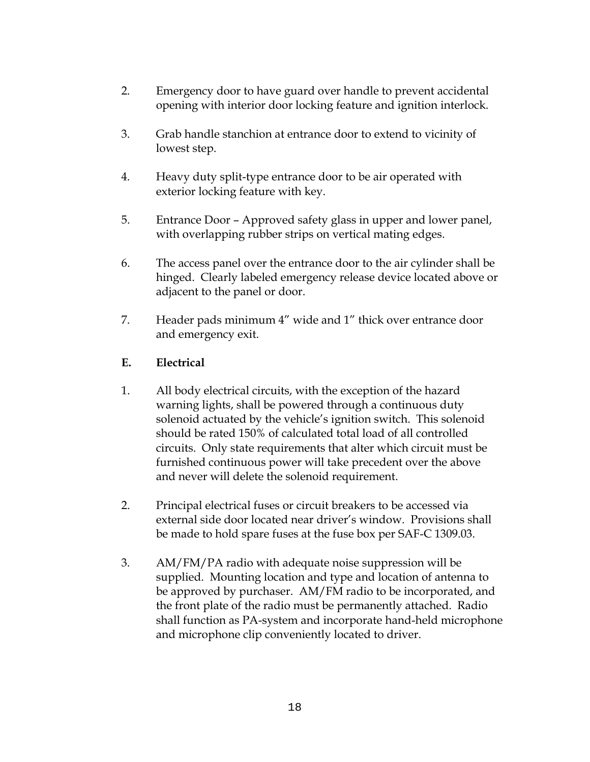2. Emergency door to have guard over handle to prevent accidental opening with interior door locking feature and ignition interlock.

3. Grab handle stanchion at entrance door to extend to vicinity of lowest step.

4. Heavy duty split-type entrance door to be air operated with exterior locking feature with key.

5. Entrance Door – Approved safety glass in upper and lower panel, with overlapping rubber strips on vertical mating edges.

6. The access panel over the entrance door to the air cylinder shall be hinged. Clearly labeled emergency release device located above or adjacent to the panel or door.

7. Header pads minimum 4" wide and 1" thick over entrance door and emergency exit.

### E. Electrical

1. All body electrical circuits, with the exception of the hazard warning lights, shall be powered through a continuous duty solenoid actuated by the vehicle's ignition switch. This solenoid should be rated 150% of calculated total load of all controlled circuits. Only state requirements that alter which circuit must be furnished continuous power will take precedent over the above and never will delete the solenoid requirement.

2. Principal electrical fuses or circuit breakers to be accessed via external side door located near driver's window. Provisions shall be made to hold spare fuses at the fuse box per SAF-C 1309.03.

3. AM/FM/PA radio with adequate noise suppression will be supplied. Mounting location and type and location of antenna to be approved by purchaser. AM/FM radio to be incorporated, and the front plate of the radio must be permanently attached. Radio shall function as PA-system and incorporate hand-held microphone and microphone clip conveniently located to driver.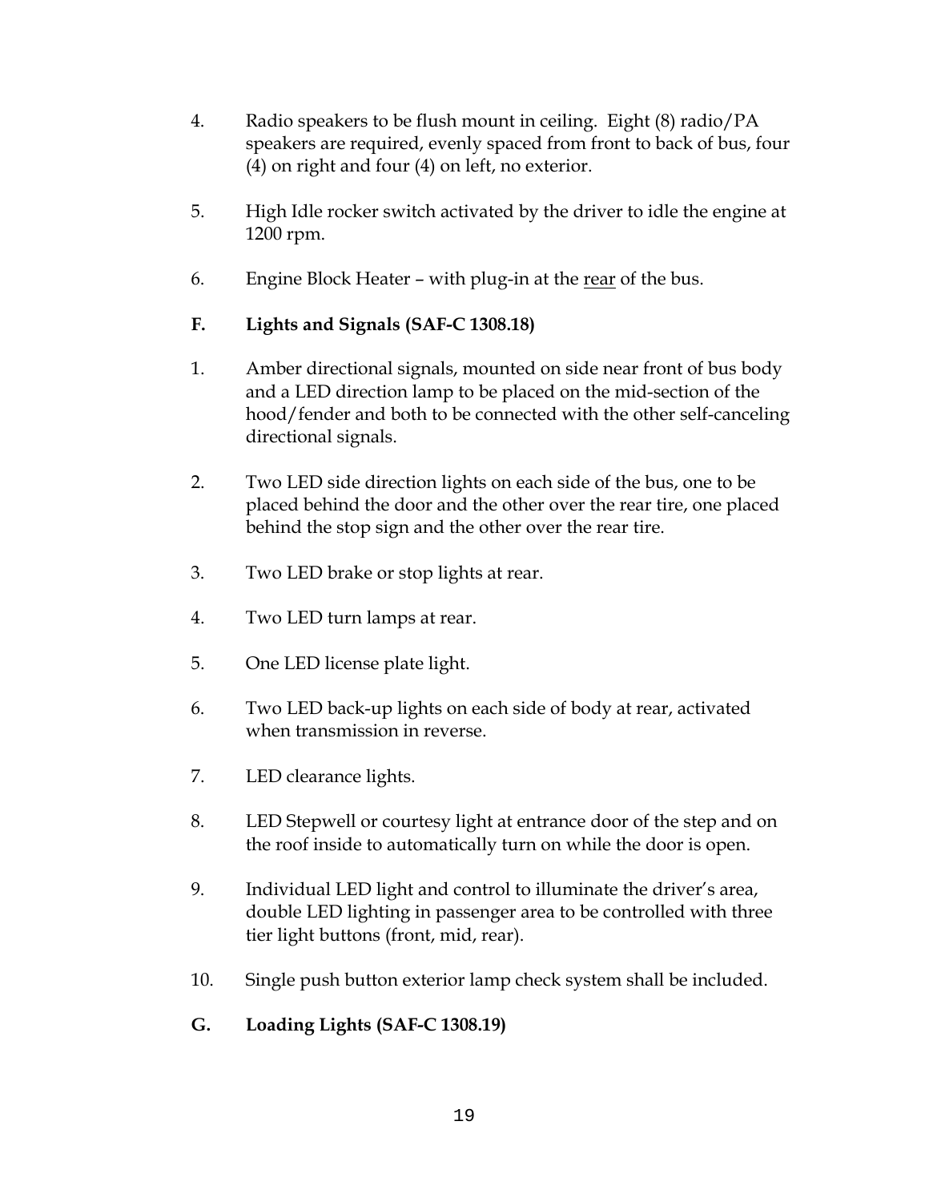4. Radio speakers to be flush mount in ceiling. Eight (8) radio/PA speakers are required, evenly spaced from front to back of bus, four (4) on right and four (4) on left, no exterior.

5. High Idle rocker switch activated by the driver to idle the engine at 1200 rpm.

6. Engine Block Heater – with plug-in at the <u>rear</u> of the bus.

**F. Lights and Signals (SAF-C 1308.18)**

1. Amber directional signals, mounted on side near front of bus body and a LED direction lamp to be placed on the mid-section of the hood/fender and both to be connected with the other self-canceling directional signals.

2. Two LED side direction lights on each side of the bus, one to be placed behind the door and the other over the rear tire, one placed behind the stop sign and the other over the rear tire.

3. Two LED brake or stop lights at rear.

4. Two LED turn lamps at rear.

5. One LED license plate light.

6. Two LED back-up lights on each side of body at rear, activated when transmission in reverse.

7. LED clearance lights.

8. LED Stepwell or courtesy light at entrance door of the step and on the roof inside to automatically turn on while the door is open.

9. Individual LED light and control to illuminate the driver's area, double LED lighting in passenger area to be controlled with three tier light buttons (front, mid, rear).

10. Single push button exterior lamp check system shall be included.

**G. Loading Lights (SAF-C 1308.19)**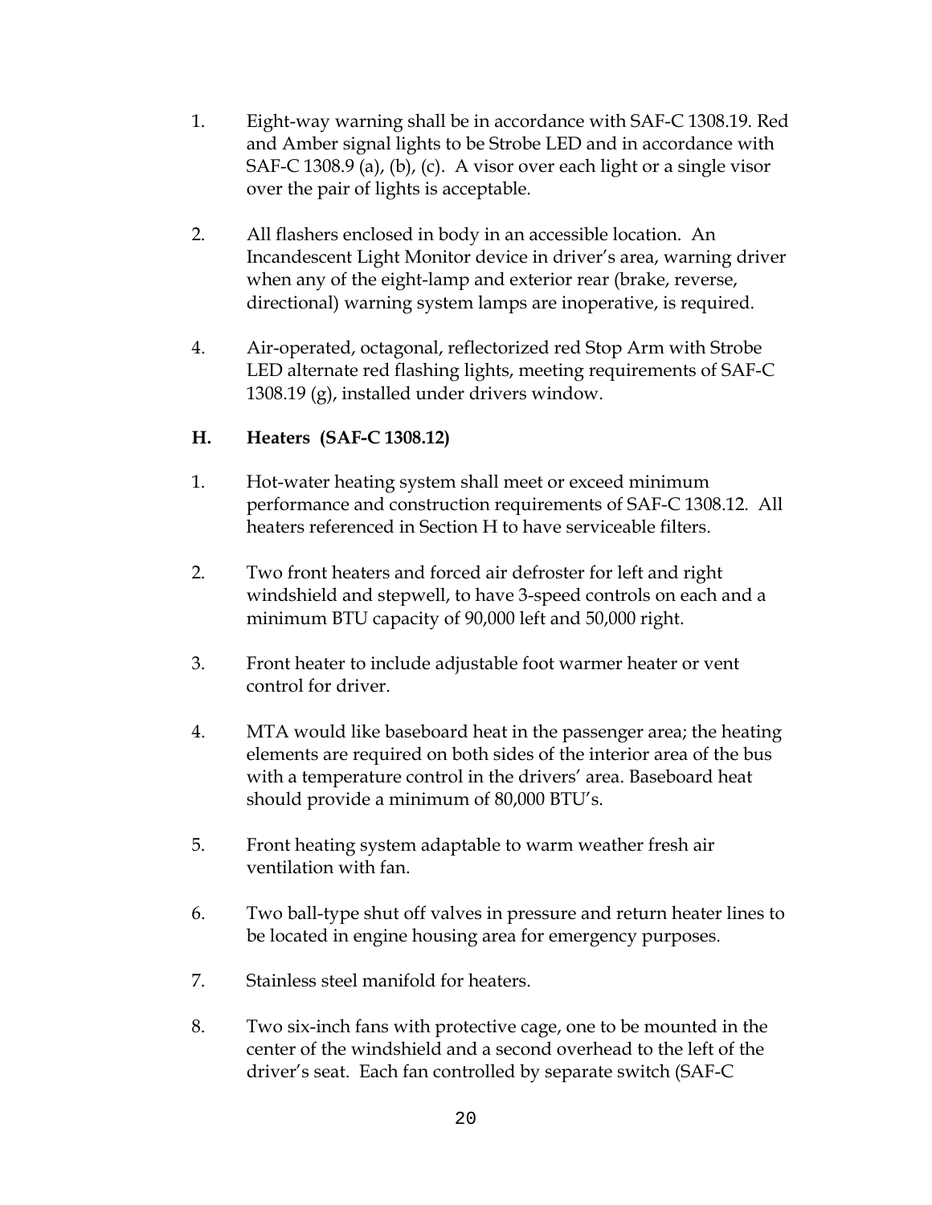1. Eight-way warning shall be in accordance with SAF-C 1308.19. Red and Amber signal lights to be Strobe LED and in accordance with SAF-C 1308.9 (a), (b), (c). A visor over each light or a single visor over the pair of lights is acceptable.

2. All flashers enclosed in body in an accessible location. An Incandescent Light Monitor device in driver's area, warning driver when any of the eight-lamp and exterior rear (brake, reverse, directional) warning system lamps are inoperative, is required.

4. Air-operated, octagonal, reflectorized red Stop Arm with Strobe LED alternate red flashing lights, meeting requirements of SAF-C 1308.19 (g), installed under drivers window.

**H. Heaters (SAF-C 1308.12)**

1. Hot-water heating system shall meet or exceed minimum performance and construction requirements of SAF-C 1308.12. All heaters referenced in Section H to have serviceable filters.

2. Two front heaters and forced air defroster for left and right windshield and stepwell, to have 3-speed controls on each and a minimum BTU capacity of 90,000 left and 50,000 right.

3. Front heater to include adjustable foot warmer heater or vent control for driver.

4. MTA would like baseboard heat in the passenger area; the heating elements are required on both sides of the interior area of the bus with a temperature control in the drivers' area. Baseboard heat should provide a minimum of 80,000 BTU's.

5. Front heating system adaptable to warm weather fresh air ventilation with fan.

6. Two ball-type shut off valves in pressure and return heater lines to be located in engine housing area for emergency purposes.

7. Stainless steel manifold for heaters.

8. Two six-inch fans with protective cage, one to be mounted in the center of the windshield and a second overhead to the left of the driver's seat. Each fan controlled by separate switch (SAF-C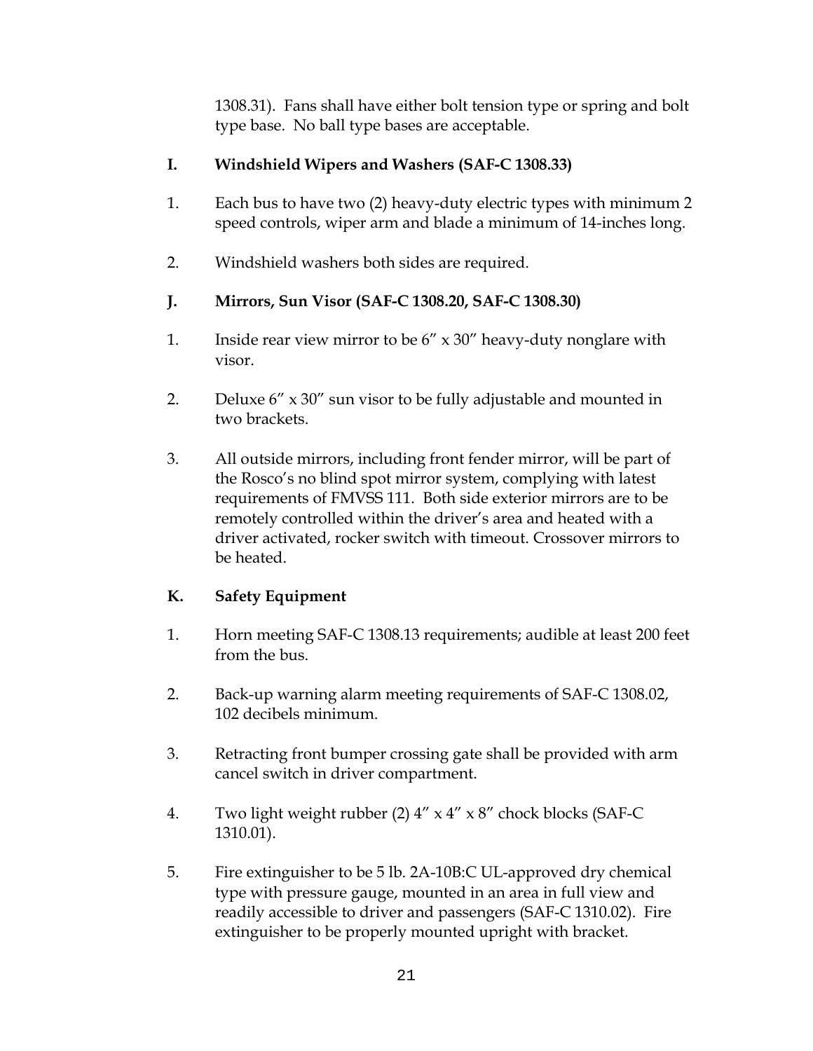1308.31). Fans shall have either bolt tension type or spring and bolt type base. No ball type bases are acceptable.

### I. Windshield Wipers and Washers (SAF-C 1308.33)

1. Each bus to have two (2) heavy-duty electric types with minimum 2 speed controls, wiper arm and blade a minimum of 14-inches long.

2. Windshield washers both sides are required.

### J. Mirrors, Sun Visor (SAF-C 1308.20, SAF-C 1308.30)

1. Inside rear view mirror to be 6" x 30" heavy-duty nonglare with visor.

2. Deluxe 6" x 30" sun visor to be fully adjustable and mounted in two brackets.

3. All outside mirrors, including front fender mirror, will be part of the Rosco's no blind spot mirror system, complying with latest requirements of FMVSS 111. Both side exterior mirrors are to be remotely controlled within the driver's area and heated with a driver activated, rocker switch with timeout. Crossover mirrors to be heated.

### K. Safety Equipment

1. Horn meeting SAF-C 1308.13 requirements; audible at least 200 feet from the bus.

2. Back-up warning alarm meeting requirements of SAF-C 1308.02, 102 decibels minimum.

3. Retracting front bumper crossing gate shall be provided with arm cancel switch in driver compartment.

4. Two light weight rubber (2) 4" x 4" x 8" chock blocks (SAF-C 1310.01).

5. Fire extinguisher to be 5 lb. 2A-10B:C UL-approved dry chemical type with pressure gauge, mounted in an area in full view and readily accessible to driver and passengers (SAF-C 1310.02). Fire extinguisher to be properly mounted upright with bracket.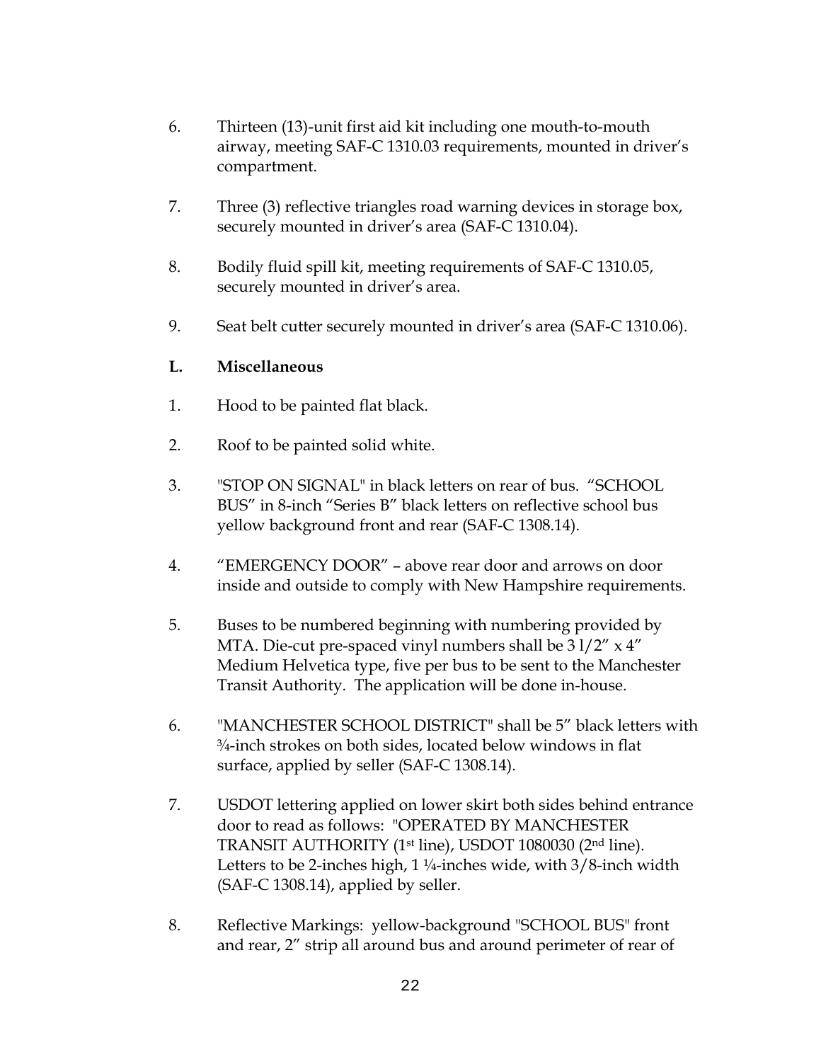6. Thirteen (13)-unit first aid kit including one mouth-to-mouth airway, meeting SAF-C 1310.03 requirements, mounted in driver's compartment.

7. Three (3) reflective triangles road warning devices in storage box, securely mounted in driver's area (SAF-C 1310.04).

8. Bodily fluid spill kit, meeting requirements of SAF-C 1310.05, securely mounted in driver's area.

9. Seat belt cutter securely mounted in driver's area (SAF-C 1310.06).

**L. Miscellaneous**

1. Hood to be painted flat black.

2. Roof to be painted solid white.

3. "STOP ON SIGNAL" in black letters on rear of bus. "SCHOOL BUS" in 8-inch "Series B" black letters on reflective school bus yellow background front and rear (SAF-C 1308.14).

4. "EMERGENCY DOOR" – above rear door and arrows on door inside and outside to comply with New Hampshire requirements.

5. Buses to be numbered beginning with numbering provided by MTA. Die-cut pre-spaced vinyl numbers shall be 3 1/2" x 4" Medium Helvetica type, five per bus to be sent to the Manchester Transit Authority. The application will be done in-house.

6. "MANCHESTER SCHOOL DISTRICT" shall be 5" black letters with ¾-inch strokes on both sides, located below windows in flat surface, applied by seller (SAF-C 1308.14).

7. USDOT lettering applied on lower skirt both sides behind entrance door to read as follows: "OPERATED BY MANCHESTER TRANSIT AUTHORITY (1st line), USDOT 1080030 (2nd line). Letters to be 2-inches high, 1 ¼-inches wide, with 3/8-inch width (SAF-C 1308.14), applied by seller.

8. Reflective Markings: yellow-background "SCHOOL BUS" front and rear, 2" strip all around bus and around perimeter of rear of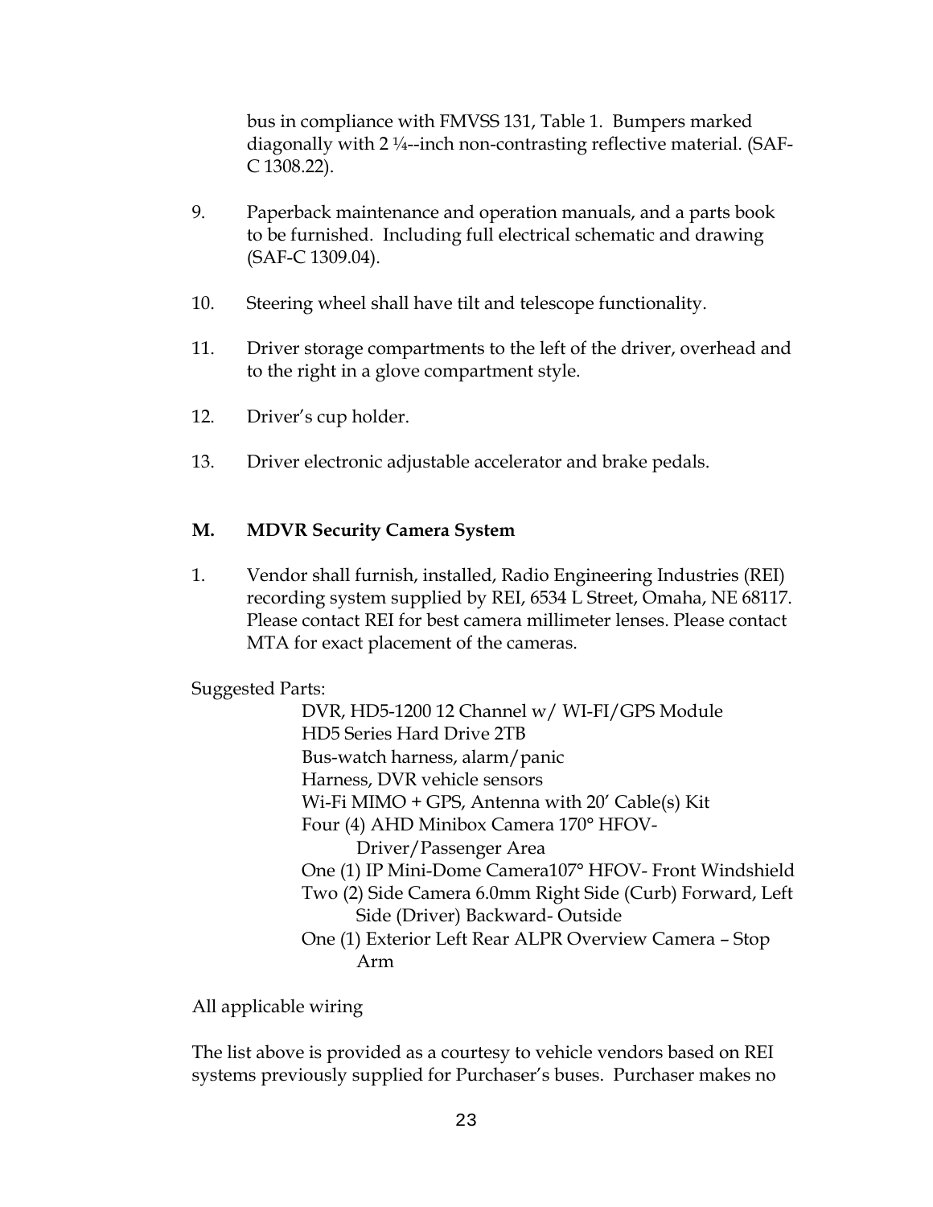bus in compliance with FMVSS 131, Table 1. Bumpers marked diagonally with 2 ¼--inch non-contrasting reflective material. (SAF-C 1308.22).

9. Paperback maintenance and operation manuals, and a parts book to be furnished. Including full electrical schematic and drawing (SAF-C 1309.04).

10. Steering wheel shall have tilt and telescope functionality.

11. Driver storage compartments to the left of the driver, overhead and to the right in a glove compartment style.

12. Driver's cup holder.

13. Driver electronic adjustable accelerator and brake pedals.

**M. MDVR Security Camera System**

1. Vendor shall furnish, installed, Radio Engineering Industries (REI) recording system supplied by REI, 6534 L Street, Omaha, NE 68117. Please contact REI for best camera millimeter lenses. Please contact MTA for exact placement of the cameras.

Suggested Parts:

- DVR, HD5-1200 12 Channel w/ WI-FI/GPS Module
- HD5 Series Hard Drive 2TB
- Bus-watch harness, alarm/panic
- Harness, DVR vehicle sensors
- Wi-Fi MIMO + GPS, Antenna with 20' Cable(s) Kit
- Four (4) AHD Minibox Camera 170° HFOV-Driver/Passenger Area
- One (1) IP Mini-Dome Camera107° HFOV- Front Windshield
- Two (2) Side Camera 6.0mm Right Side (Curb) Forward, Left Side (Driver) Backward- Outside
- One (1) Exterior Left Rear ALPR Overview Camera – Stop Arm

All applicable wiring

The list above is provided as a courtesy to vehicle vendors based on REI systems previously supplied for Purchaser's buses. Purchaser makes no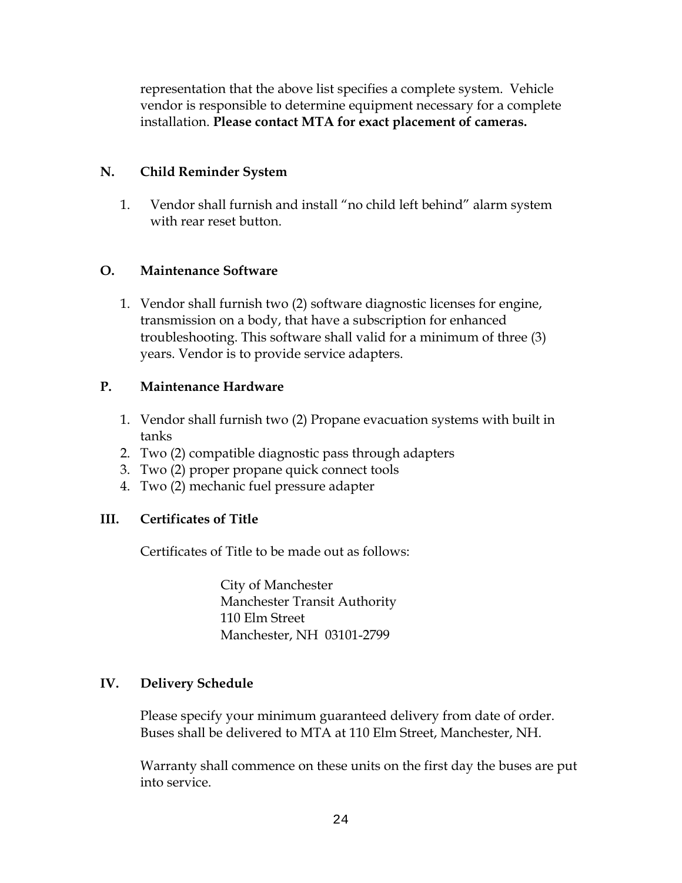representation that the above list specifies a complete system. Vehicle vendor is responsible to determine equipment necessary for a complete installation. **Please contact MTA for exact placement of cameras.**

### N. Child Reminder System

1. Vendor shall furnish and install "no child left behind" alarm system with rear reset button.

### O. Maintenance Software

1. Vendor shall furnish two (2) software diagnostic licenses for engine, transmission on a body, that have a subscription for enhanced troubleshooting. This software shall valid for a minimum of three (3) years. Vendor is to provide service adapters.

### P. Maintenance Hardware

1. Vendor shall furnish two (2) Propane evacuation systems with built in tanks
2. Two (2) compatible diagnostic pass through adapters
3. Two (2) proper propane quick connect tools
4. Two (2) mechanic fuel pressure adapter

## III. Certificates of Title

Certificates of Title to be made out as follows:

City of Manchester
Manchester Transit Authority
110 Elm Street
Manchester, NH 03101-2799

## IV. Delivery Schedule

Please specify your minimum guaranteed delivery from date of order. Buses shall be delivered to MTA at 110 Elm Street, Manchester, NH.

Warranty shall commence on these units on the first day the buses are put into service.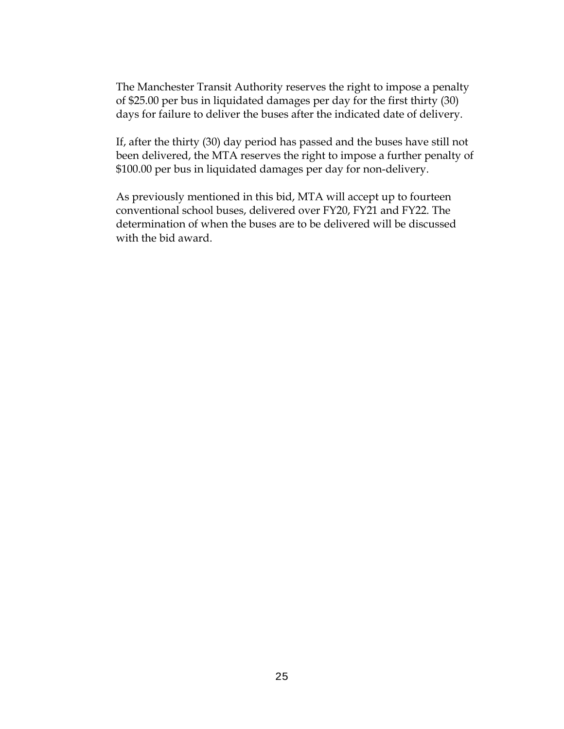The Manchester Transit Authority reserves the right to impose a penalty of $25.00 per bus in liquidated damages per day for the first thirty (30) days for failure to deliver the buses after the indicated date of delivery.

If, after the thirty (30) day period has passed and the buses have still not been delivered, the MTA reserves the right to impose a further penalty of $100.00 per bus in liquidated damages per day for non-delivery.

As previously mentioned in this bid, MTA will accept up to fourteen conventional school buses, delivered over FY20, FY21 and FY22. The determination of when the buses are to be delivered will be discussed with the bid award.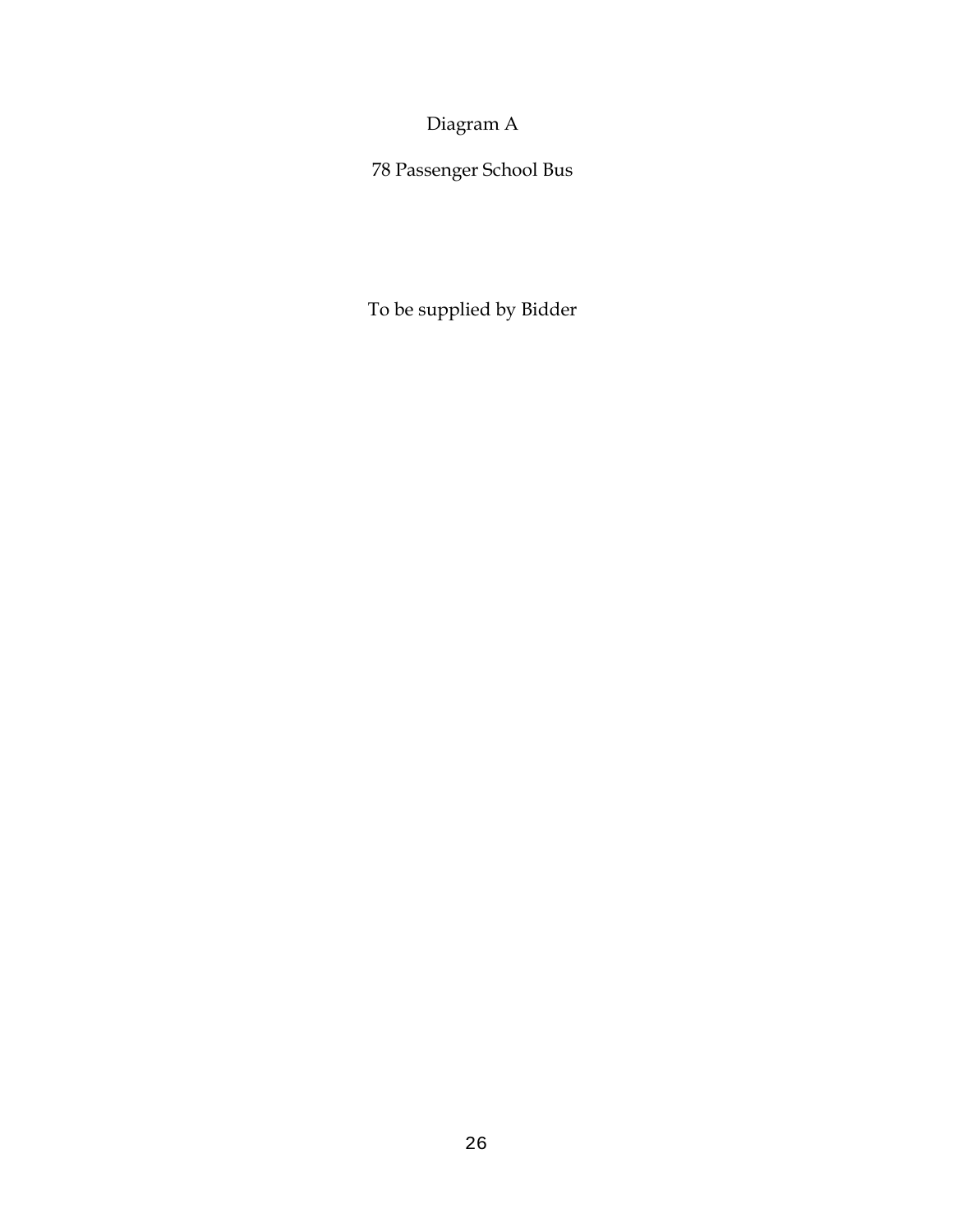Diagram A

78 Passenger School Bus

To be supplied by Bidder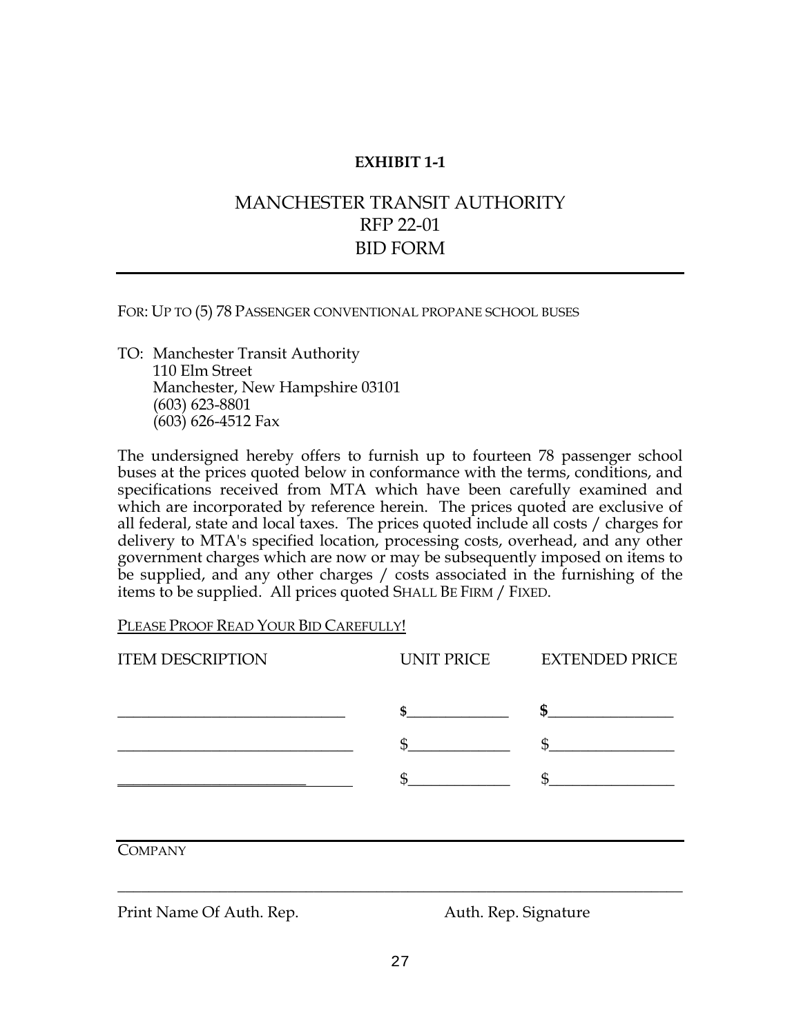**EXHIBIT 1-1**

# MANCHESTER TRANSIT AUTHORITY
# RFP 22-01
# BID FORM

---

FOR: UP TO (5) 78 PASSENGER CONVENTIONAL PROPANE SCHOOL BUSES

TO: Manchester Transit Authority
110 Elm Street
Manchester, New Hampshire 03101
(603) 623-8801
(603) 626-4512 Fax

The undersigned hereby offers to furnish up to fourteen 78 passenger school buses at the prices quoted below in conformance with the terms, conditions, and specifications received from MTA which have been carefully examined and which are incorporated by reference herein. The prices quoted are exclusive of all federal, state and local taxes. The prices quoted include all costs / charges for delivery to MTA's specified location, processing costs, overhead, and any other government charges which are now or may be subsequently imposed on items to be supplied, and any other charges / costs associated in the furnishing of the items to be supplied. All prices quoted SHALL BE FIRM / FIXED.

PLEASE PROOF READ YOUR BID CAREFULLY!

| ITEM DESCRIPTION | UNIT PRICE | EXTENDED PRICE |
|---|---|---|
| ______________________________ | **$**_____________ | **$**________________ |
| ______________________________ | $_____________ | $________________ |
| ______________________________ | $_____________ | $________________ |

---

COMPANY

_____________________________________________________________________

Print Name Of Auth. Rep. Auth. Rep. Signature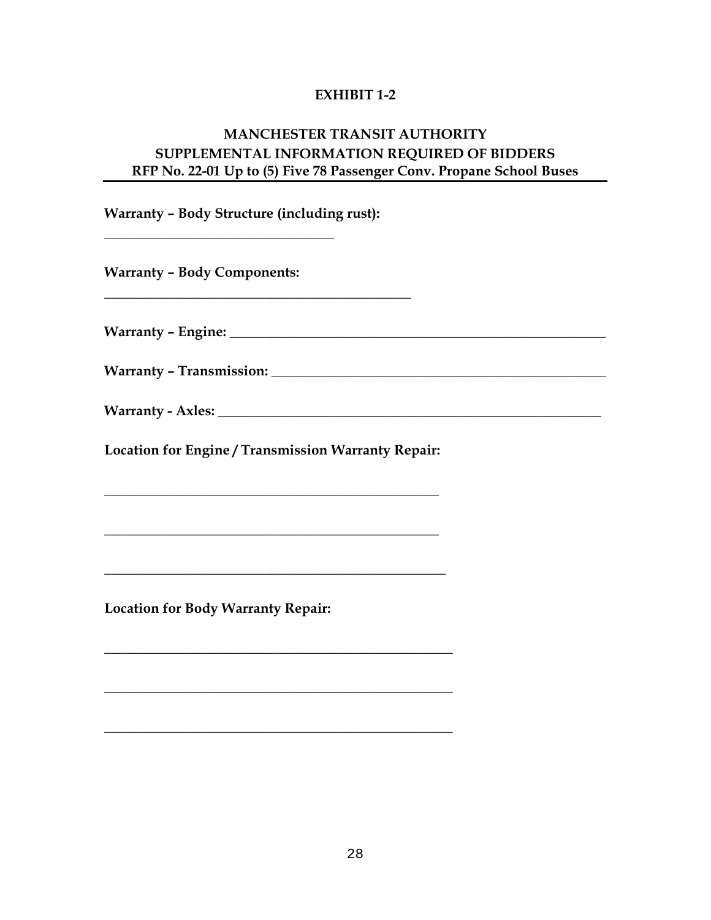**EXHIBIT 1-2**

**MANCHESTER TRANSIT AUTHORITY**
**SUPPLEMENTAL INFORMATION REQUIRED OF BIDDERS**
**RFP No. 22-01 Up to (5) Five 78 Passenger Conv. Propane School Buses**

---

**Warranty – Body Structure (including rust):**

___________________________________

**Warranty – Body Components:**

_______________________________________________

**Warranty – Engine:** _________________________________________________________

**Warranty – Transmission:** ___________________________________________________

**Warranty - Axles:** __________________________________________________________

**Location for Engine / Transmission Warranty Repair:**

___________________________________________________

___________________________________________________

____________________________________________________

**Location for Body Warranty Repair:**

_____________________________________________________

_____________________________________________________

_____________________________________________________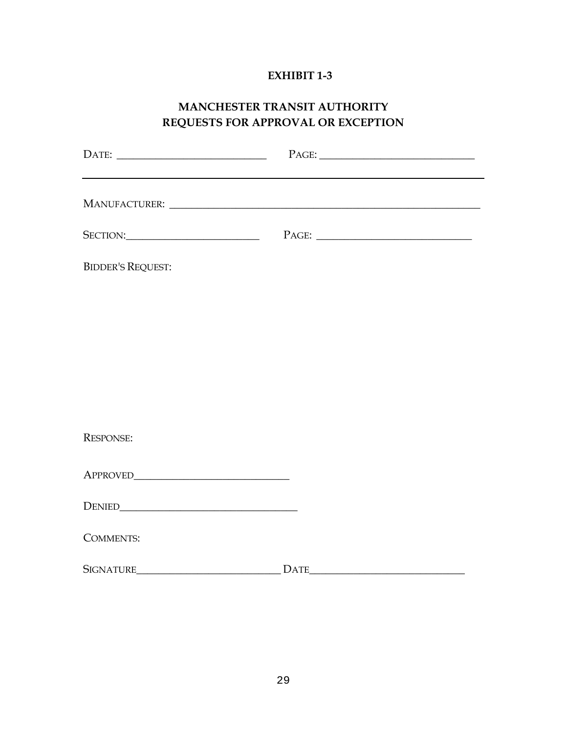**EXHIBIT 1-3**

**MANCHESTER TRANSIT AUTHORITY**
**REQUESTS FOR APPROVAL OR EXCEPTION**

DATE: ___________________________ PAGE: ___________________________

---

MANUFACTURER: ___________________________________________________________

SECTION:________________________ PAGE: ___________________________

BIDDER'S REQUEST:

RESPONSE:

APPROVED____________________________

DENIED________________________________

COMMENTS:

SIGNATURE__________________________ DATE___________________________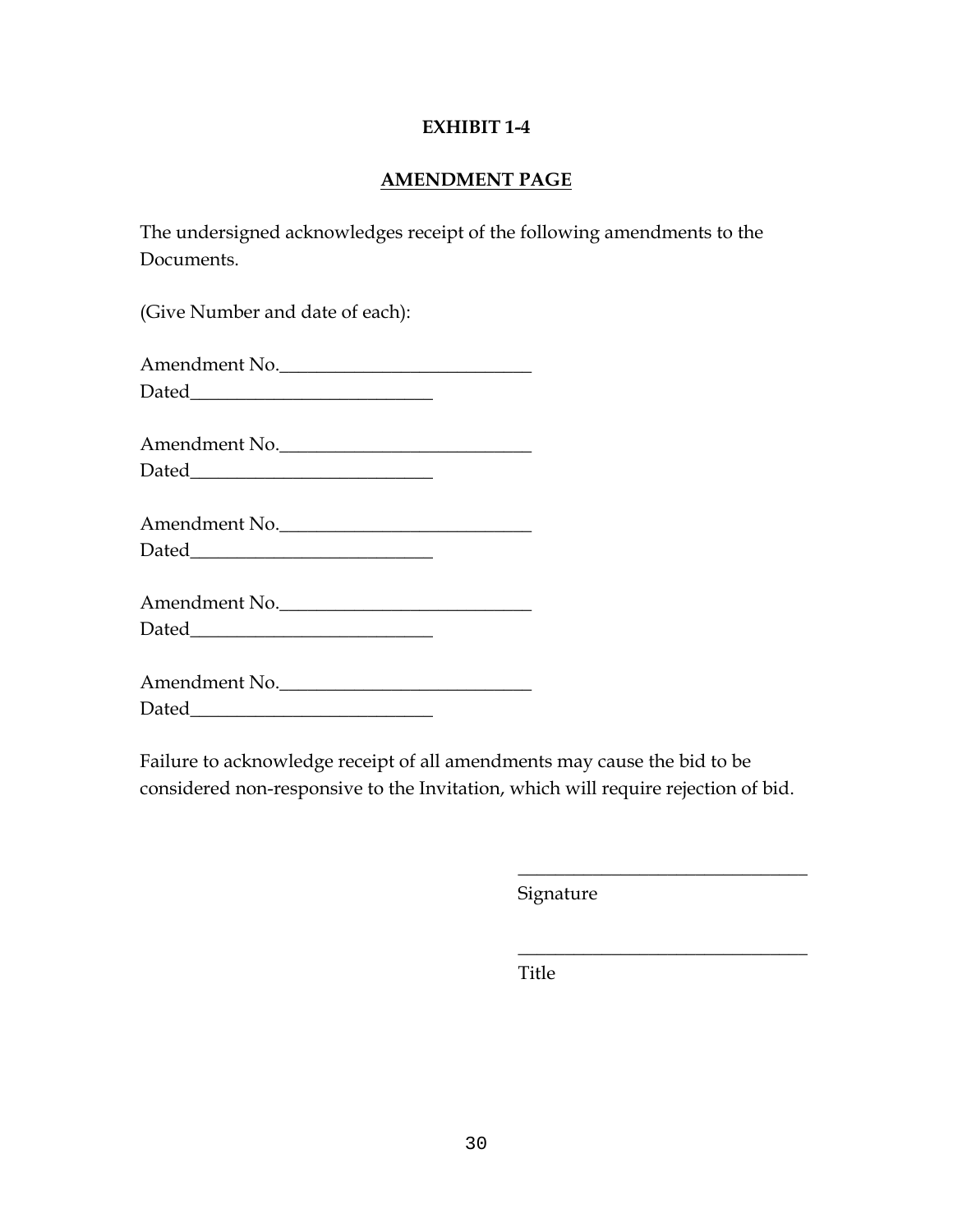**EXHIBIT 1-4**

**AMENDMENT PAGE**

The undersigned acknowledges receipt of the following amendments to the Documents.

(Give Number and date of each):

Amendment No.___________________________
Dated__________________________

Amendment No.___________________________
Dated__________________________

Amendment No.___________________________
Dated__________________________

Amendment No.___________________________
Dated__________________________

Amendment No.___________________________
Dated__________________________

Failure to acknowledge receipt of all amendments may cause the bid to be considered non-responsive to the Invitation, which will require rejection of bid.

_______________________________
Signature

_______________________________
Title